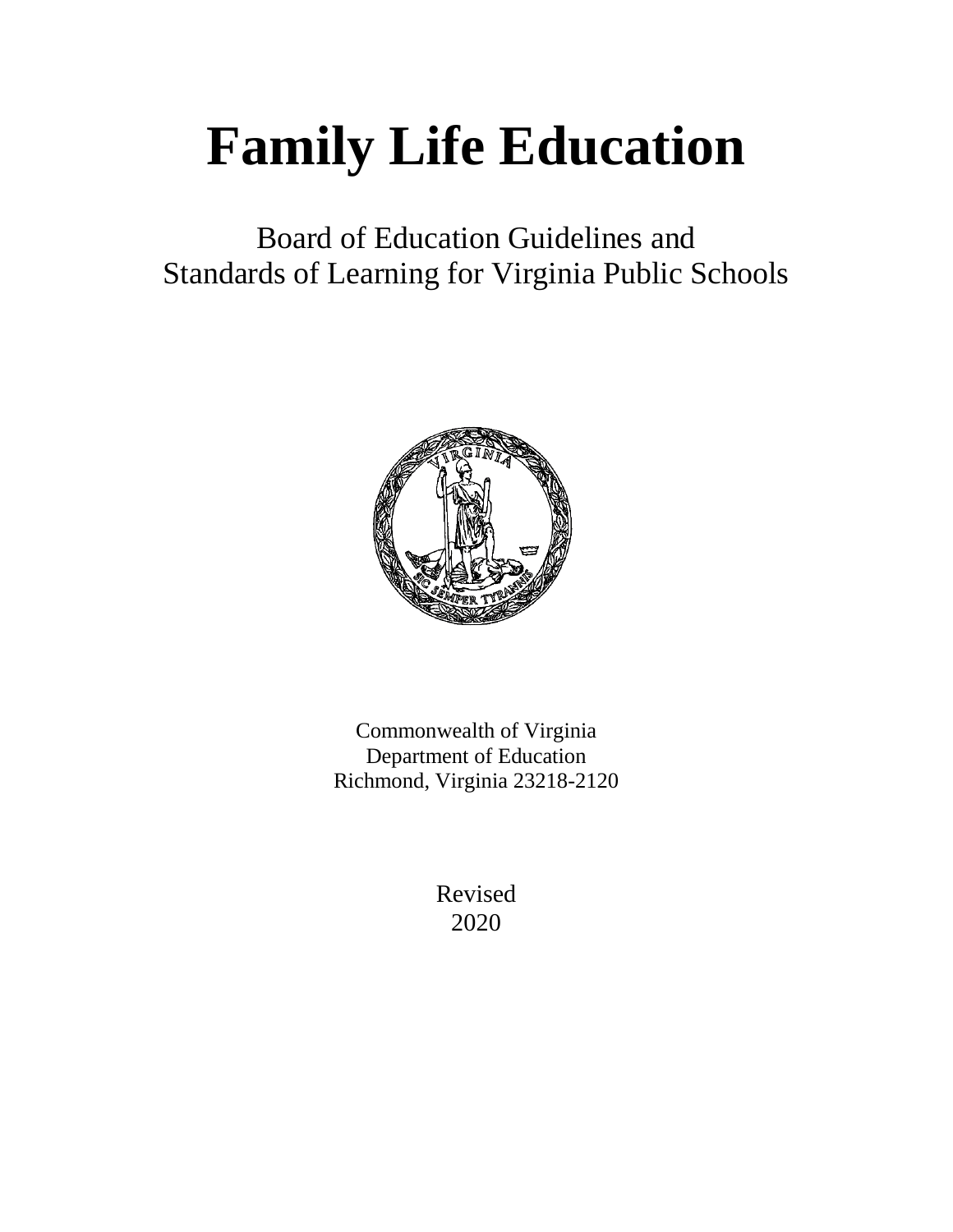# Family Life Education

Board of Education Guidelines and
Standards of Learning for Virginia Public Schools

Commonwealth of Virginia
Department of Education
Richmond, Virginia 23218-2120

Revised
2020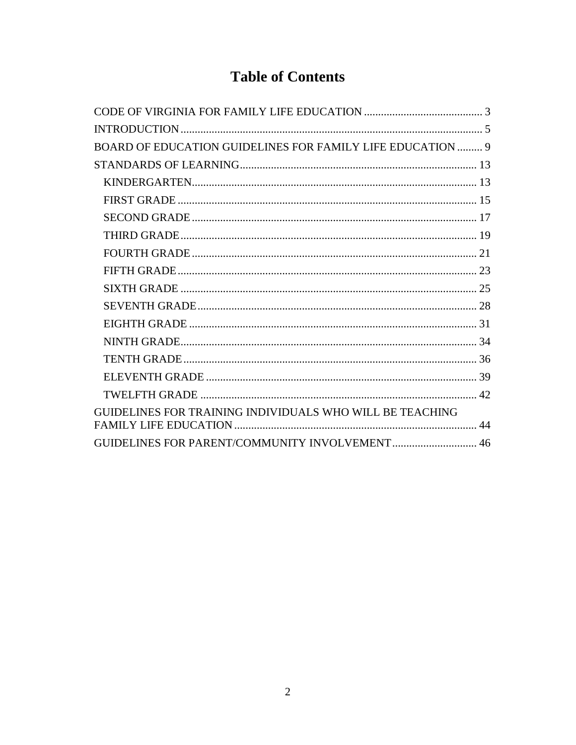# Table of Contents

- CODE OF VIRGINIA FOR FAMILY LIFE EDUCATION ......................................... 3
- INTRODUCTION ........................................................................................................ 5
- BOARD OF EDUCATION GUIDELINES FOR FAMILY LIFE EDUCATION ......... 9
- STANDARDS OF LEARNING .................................................................................. 13
  - KINDERGARTEN .................................................................................................. 13
  - FIRST GRADE ........................................................................................................ 15
  - SECOND GRADE ................................................................................................... 17
  - THIRD GRADE ....................................................................................................... 19
  - FOURTH GRADE ................................................................................................... 21
  - FIFTH GRADE ........................................................................................................ 23
  - SIXTH GRADE ........................................................................................................ 25
  - SEVENTH GRADE ................................................................................................. 28
  - EIGHTH GRADE .................................................................................................... 31
  - NINTH GRADE ....................................................................................................... 34
  - TENTH GRADE ...................................................................................................... 36
  - ELEVENTH GRADE .............................................................................................. 39
  - TWELFTH GRADE ................................................................................................ 42
- GUIDELINES FOR TRAINING INDIVIDUALS WHO WILL BE TEACHING FAMILY LIFE EDUCATION ..................................................................................... 44
- GUIDELINES FOR PARENT/COMMUNITY INVOLVEMENT ............................. 46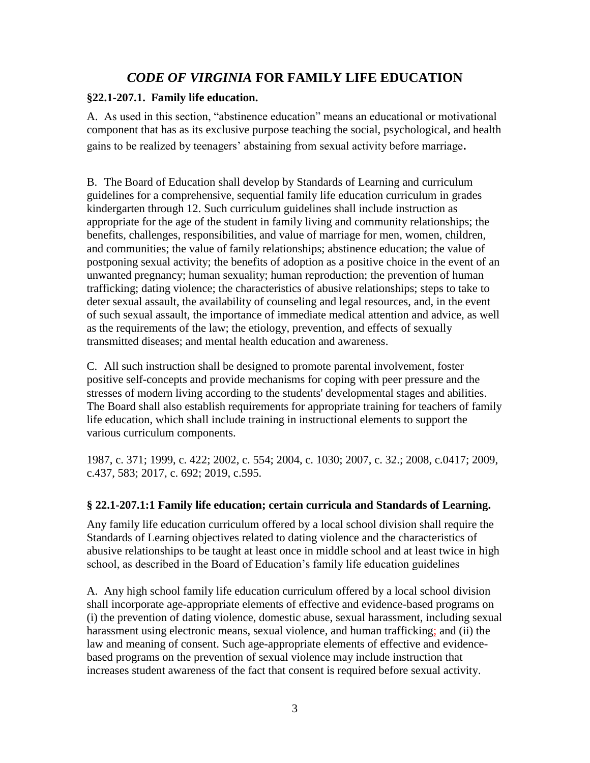# *CODE OF VIRGINIA* FOR FAMILY LIFE EDUCATION

### §22.1-207.1. Family life education.

A. As used in this section, "abstinence education" means an educational or motivational component that has as its exclusive purpose teaching the social, psychological, and health gains to be realized by teenagers' abstaining from sexual activity before marriage.

B. The Board of Education shall develop by Standards of Learning and curriculum guidelines for a comprehensive, sequential family life education curriculum in grades kindergarten through 12. Such curriculum guidelines shall include instruction as appropriate for the age of the student in family living and community relationships; the benefits, challenges, responsibilities, and value of marriage for men, women, children, and communities; the value of family relationships; abstinence education; the value of postponing sexual activity; the benefits of adoption as a positive choice in the event of an unwanted pregnancy; human sexuality; human reproduction; the prevention of human trafficking; dating violence; the characteristics of abusive relationships; steps to take to deter sexual assault, the availability of counseling and legal resources, and, in the event of such sexual assault, the importance of immediate medical attention and advice, as well as the requirements of the law; the etiology, prevention, and effects of sexually transmitted diseases; and mental health education and awareness.

C. All such instruction shall be designed to promote parental involvement, foster positive self-concepts and provide mechanisms for coping with peer pressure and the stresses of modern living according to the students' developmental stages and abilities. The Board shall also establish requirements for appropriate training for teachers of family life education, which shall include training in instructional elements to support the various curriculum components.

1987, c. 371; 1999, c. 422; 2002, c. 554; 2004, c. 1030; 2007, c. 32.; 2008, c.0417; 2009, c.437, 583; 2017, c. 692; 2019, c.595.

### § 22.1-207.1:1 Family life education; certain curricula and Standards of Learning.

Any family life education curriculum offered by a local school division shall require the Standards of Learning objectives related to dating violence and the characteristics of abusive relationships to be taught at least once in middle school and at least twice in high school, as described in the Board of Education's family life education guidelines

A. Any high school family life education curriculum offered by a local school division shall incorporate age-appropriate elements of effective and evidence-based programs on (i) the prevention of dating violence, domestic abuse, sexual harassment, including sexual harassment using electronic means, sexual violence, and human trafficking; and (ii) the law and meaning of consent. Such age-appropriate elements of effective and evidence-based programs on the prevention of sexual violence may include instruction that increases student awareness of the fact that consent is required before sexual activity.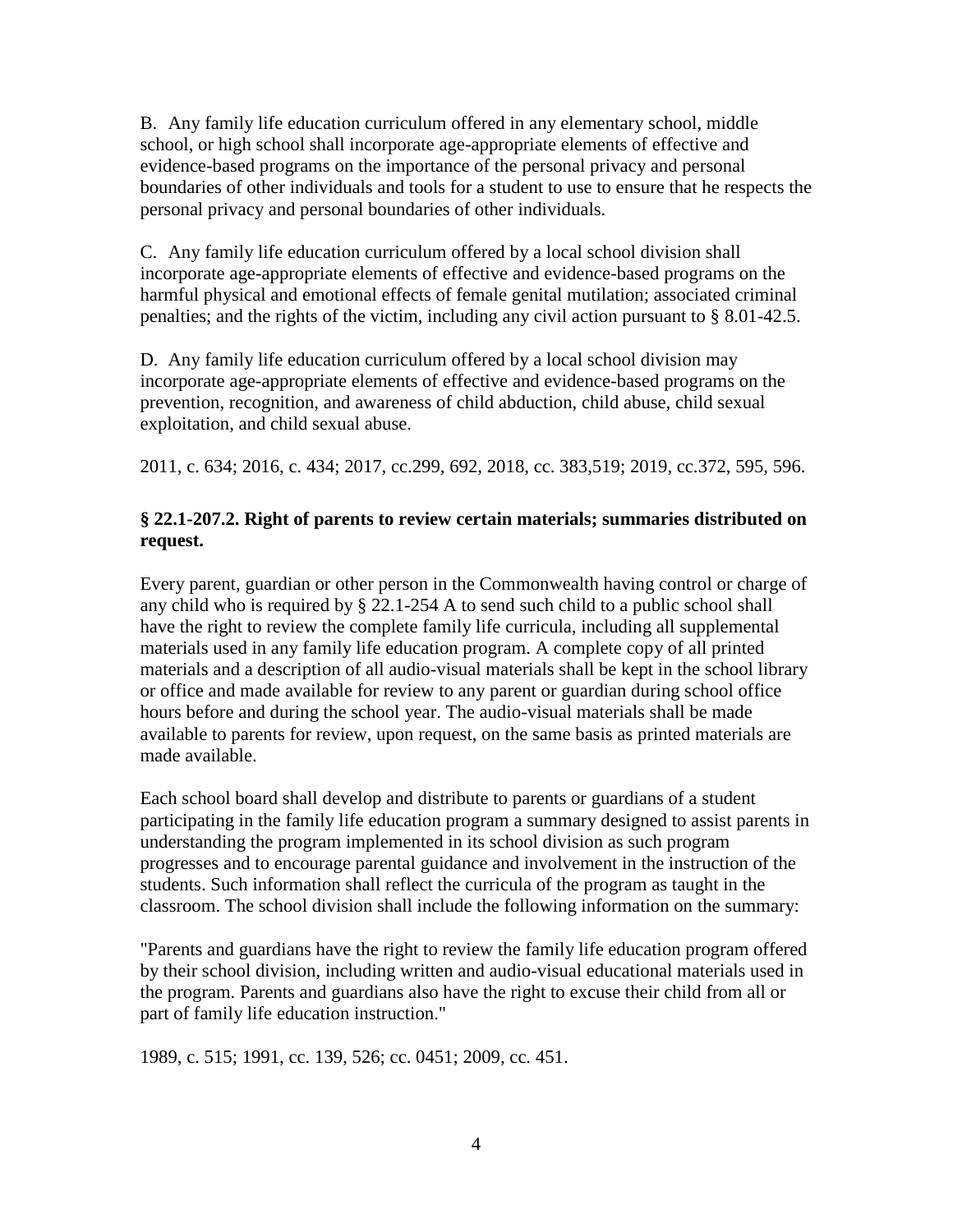B. Any family life education curriculum offered in any elementary school, middle school, or high school shall incorporate age-appropriate elements of effective and evidence-based programs on the importance of the personal privacy and personal boundaries of other individuals and tools for a student to use to ensure that he respects the personal privacy and personal boundaries of other individuals.

C. Any family life education curriculum offered by a local school division shall incorporate age-appropriate elements of effective and evidence-based programs on the harmful physical and emotional effects of female genital mutilation; associated criminal penalties; and the rights of the victim, including any civil action pursuant to § 8.01-42.5.

D. Any family life education curriculum offered by a local school division may incorporate age-appropriate elements of effective and evidence-based programs on the prevention, recognition, and awareness of child abduction, child abuse, child sexual exploitation, and child sexual abuse.

2011, c. 634; 2016, c. 434; 2017, cc.299, 692, 2018, cc. 383,519; 2019, cc.372, 595, 596.

**§ 22.1-207.2. Right of parents to review certain materials; summaries distributed on request.**

Every parent, guardian or other person in the Commonwealth having control or charge of any child who is required by § 22.1-254 A to send such child to a public school shall have the right to review the complete family life curricula, including all supplemental materials used in any family life education program. A complete copy of all printed materials and a description of all audio-visual materials shall be kept in the school library or office and made available for review to any parent or guardian during school office hours before and during the school year. The audio-visual materials shall be made available to parents for review, upon request, on the same basis as printed materials are made available.

Each school board shall develop and distribute to parents or guardians of a student participating in the family life education program a summary designed to assist parents in understanding the program implemented in its school division as such program progresses and to encourage parental guidance and involvement in the instruction of the students. Such information shall reflect the curricula of the program as taught in the classroom. The school division shall include the following information on the summary:

"Parents and guardians have the right to review the family life education program offered by their school division, including written and audio-visual educational materials used in the program. Parents and guardians also have the right to excuse their child from all or part of family life education instruction."

1989, c. 515; 1991, cc. 139, 526; cc. 0451; 2009, cc. 451.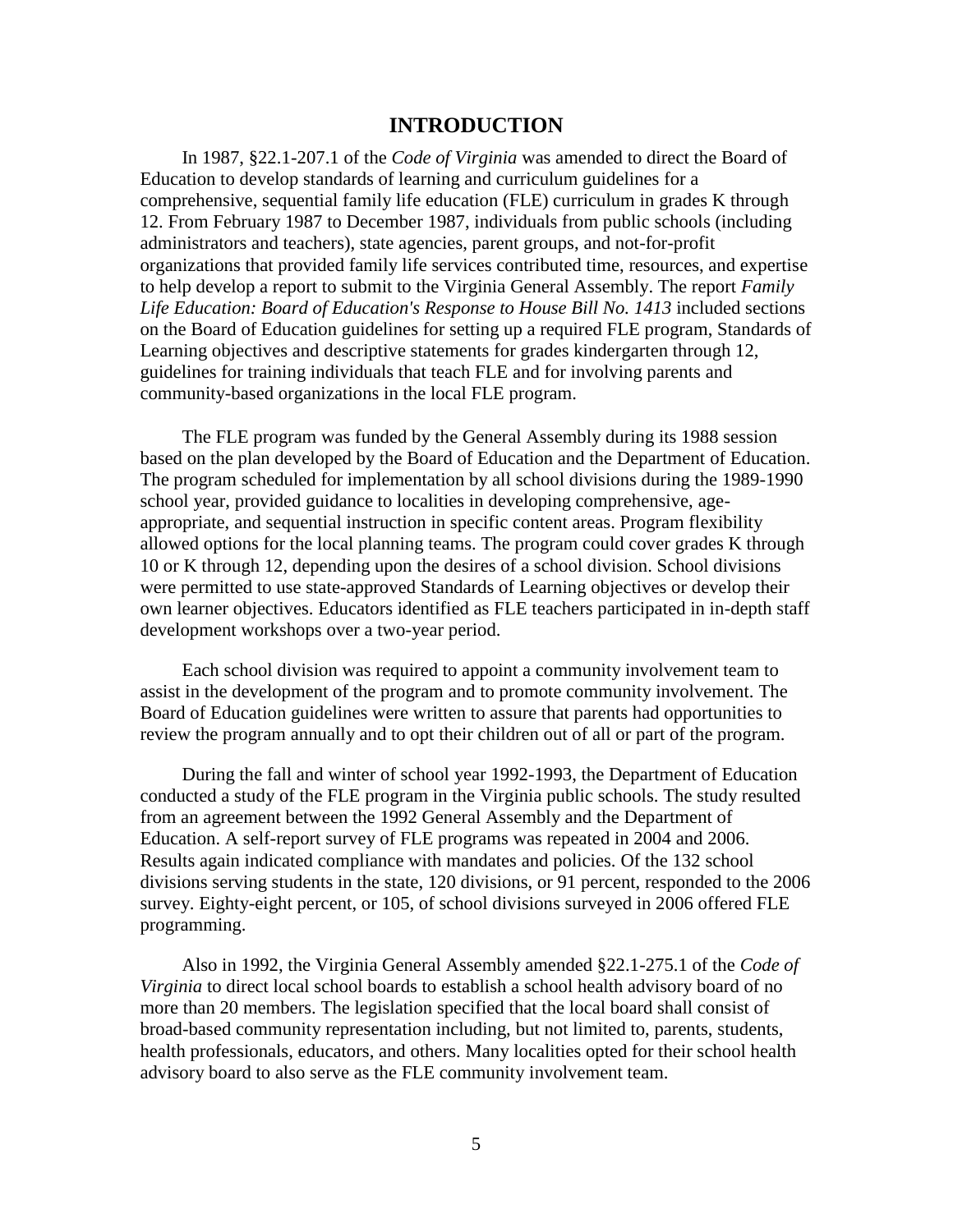# INTRODUCTION

In 1987, §22.1-207.1 of the *Code of Virginia* was amended to direct the Board of Education to develop standards of learning and curriculum guidelines for a comprehensive, sequential family life education (FLE) curriculum in grades K through 12. From February 1987 to December 1987, individuals from public schools (including administrators and teachers), state agencies, parent groups, and not-for-profit organizations that provided family life services contributed time, resources, and expertise to help develop a report to submit to the Virginia General Assembly. The report *Family Life Education: Board of Education's Response to House Bill No. 1413* included sections on the Board of Education guidelines for setting up a required FLE program, Standards of Learning objectives and descriptive statements for grades kindergarten through 12, guidelines for training individuals that teach FLE and for involving parents and community-based organizations in the local FLE program.

The FLE program was funded by the General Assembly during its 1988 session based on the plan developed by the Board of Education and the Department of Education. The program scheduled for implementation by all school divisions during the 1989-1990 school year, provided guidance to localities in developing comprehensive, age-appropriate, and sequential instruction in specific content areas. Program flexibility allowed options for the local planning teams. The program could cover grades K through 10 or K through 12, depending upon the desires of a school division. School divisions were permitted to use state-approved Standards of Learning objectives or develop their own learner objectives. Educators identified as FLE teachers participated in in-depth staff development workshops over a two-year period.

Each school division was required to appoint a community involvement team to assist in the development of the program and to promote community involvement. The Board of Education guidelines were written to assure that parents had opportunities to review the program annually and to opt their children out of all or part of the program.

During the fall and winter of school year 1992-1993, the Department of Education conducted a study of the FLE program in the Virginia public schools. The study resulted from an agreement between the 1992 General Assembly and the Department of Education. A self-report survey of FLE programs was repeated in 2004 and 2006. Results again indicated compliance with mandates and policies. Of the 132 school divisions serving students in the state, 120 divisions, or 91 percent, responded to the 2006 survey. Eighty-eight percent, or 105, of school divisions surveyed in 2006 offered FLE programming.

Also in 1992, the Virginia General Assembly amended §22.1-275.1 of the *Code of Virginia* to direct local school boards to establish a school health advisory board of no more than 20 members. The legislation specified that the local board shall consist of broad-based community representation including, but not limited to, parents, students, health professionals, educators, and others. Many localities opted for their school health advisory board to also serve as the FLE community involvement team.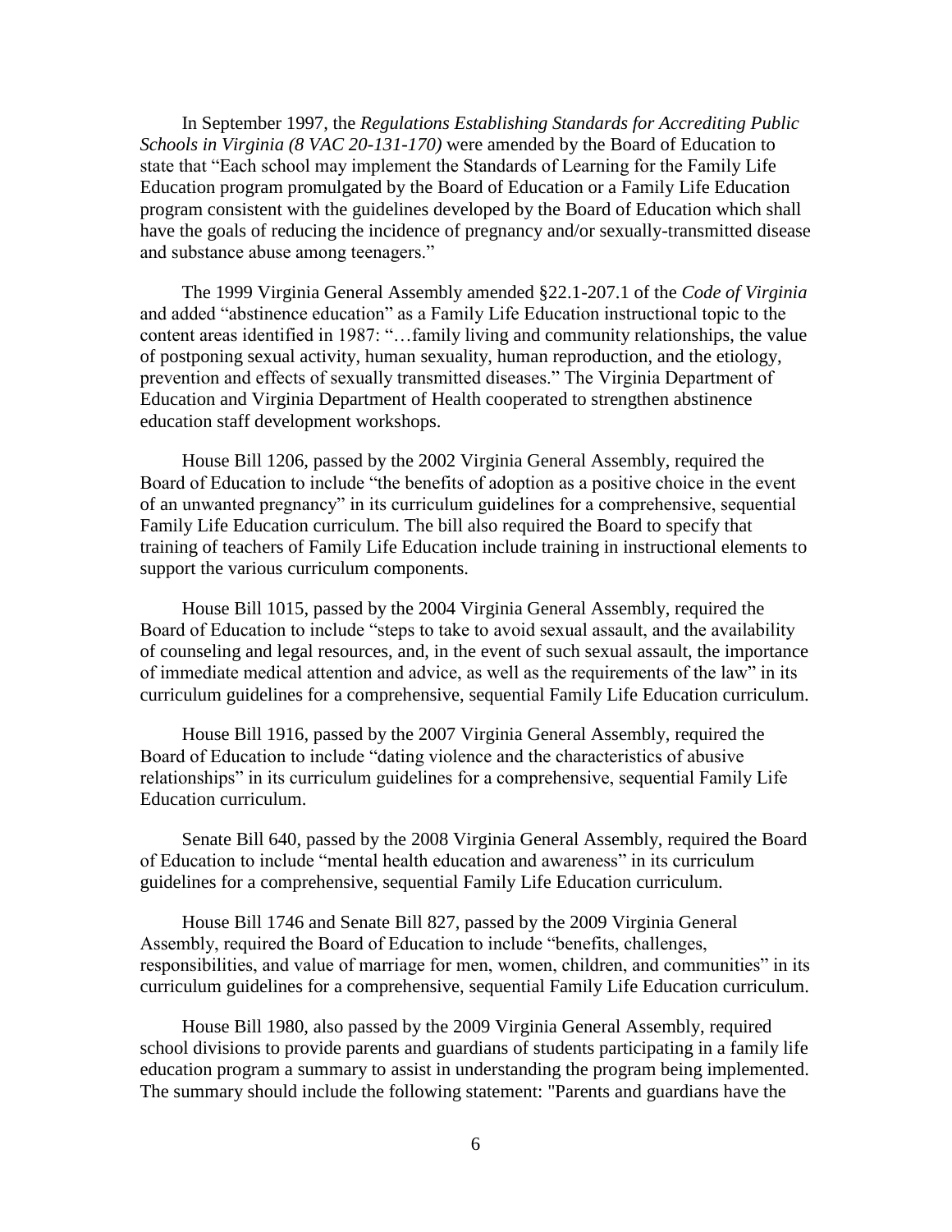In September 1997, the *Regulations Establishing Standards for Accrediting Public Schools in Virginia (8 VAC 20-131-170)* were amended by the Board of Education to state that "Each school may implement the Standards of Learning for the Family Life Education program promulgated by the Board of Education or a Family Life Education program consistent with the guidelines developed by the Board of Education which shall have the goals of reducing the incidence of pregnancy and/or sexually-transmitted disease and substance abuse among teenagers."

The 1999 Virginia General Assembly amended §22.1-207.1 of the *Code of Virginia* and added "abstinence education" as a Family Life Education instructional topic to the content areas identified in 1987: "…family living and community relationships, the value of postponing sexual activity, human sexuality, human reproduction, and the etiology, prevention and effects of sexually transmitted diseases." The Virginia Department of Education and Virginia Department of Health cooperated to strengthen abstinence education staff development workshops.

House Bill 1206, passed by the 2002 Virginia General Assembly, required the Board of Education to include "the benefits of adoption as a positive choice in the event of an unwanted pregnancy" in its curriculum guidelines for a comprehensive, sequential Family Life Education curriculum. The bill also required the Board to specify that training of teachers of Family Life Education include training in instructional elements to support the various curriculum components.

House Bill 1015, passed by the 2004 Virginia General Assembly, required the Board of Education to include "steps to take to avoid sexual assault, and the availability of counseling and legal resources, and, in the event of such sexual assault, the importance of immediate medical attention and advice, as well as the requirements of the law" in its curriculum guidelines for a comprehensive, sequential Family Life Education curriculum.

House Bill 1916, passed by the 2007 Virginia General Assembly, required the Board of Education to include "dating violence and the characteristics of abusive relationships" in its curriculum guidelines for a comprehensive, sequential Family Life Education curriculum.

Senate Bill 640, passed by the 2008 Virginia General Assembly, required the Board of Education to include "mental health education and awareness" in its curriculum guidelines for a comprehensive, sequential Family Life Education curriculum.

House Bill 1746 and Senate Bill 827, passed by the 2009 Virginia General Assembly, required the Board of Education to include "benefits, challenges, responsibilities, and value of marriage for men, women, children, and communities" in its curriculum guidelines for a comprehensive, sequential Family Life Education curriculum.

House Bill 1980, also passed by the 2009 Virginia General Assembly, required school divisions to provide parents and guardians of students participating in a family life education program a summary to assist in understanding the program being implemented. The summary should include the following statement: "Parents and guardians have the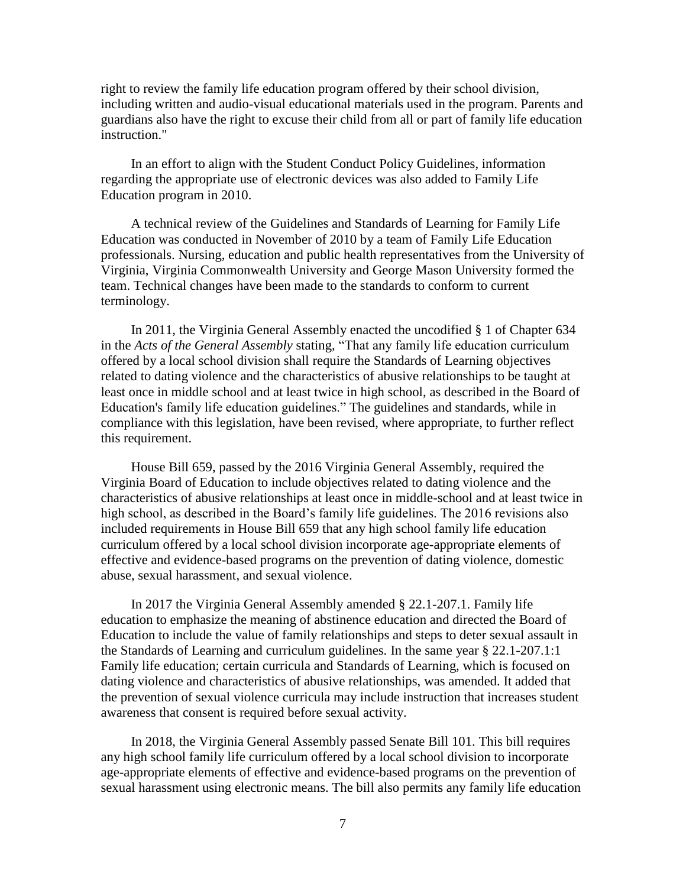right to review the family life education program offered by their school division, including written and audio-visual educational materials used in the program. Parents and guardians also have the right to excuse their child from all or part of family life education instruction."

In an effort to align with the Student Conduct Policy Guidelines, information regarding the appropriate use of electronic devices was also added to Family Life Education program in 2010.

A technical review of the Guidelines and Standards of Learning for Family Life Education was conducted in November of 2010 by a team of Family Life Education professionals. Nursing, education and public health representatives from the University of Virginia, Virginia Commonwealth University and George Mason University formed the team. Technical changes have been made to the standards to conform to current terminology.

In 2011, the Virginia General Assembly enacted the uncodified § 1 of Chapter 634 in the *Acts of the General Assembly* stating, "That any family life education curriculum offered by a local school division shall require the Standards of Learning objectives related to dating violence and the characteristics of abusive relationships to be taught at least once in middle school and at least twice in high school, as described in the Board of Education's family life education guidelines." The guidelines and standards, while in compliance with this legislation, have been revised, where appropriate, to further reflect this requirement.

House Bill 659, passed by the 2016 Virginia General Assembly, required the Virginia Board of Education to include objectives related to dating violence and the characteristics of abusive relationships at least once in middle-school and at least twice in high school, as described in the Board's family life guidelines. The 2016 revisions also included requirements in House Bill 659 that any high school family life education curriculum offered by a local school division incorporate age-appropriate elements of effective and evidence-based programs on the prevention of dating violence, domestic abuse, sexual harassment, and sexual violence.

In 2017 the Virginia General Assembly amended § 22.1-207.1. Family life education to emphasize the meaning of abstinence education and directed the Board of Education to include the value of family relationships and steps to deter sexual assault in the Standards of Learning and curriculum guidelines. In the same year § 22.1-207.1:1 Family life education; certain curricula and Standards of Learning, which is focused on dating violence and characteristics of abusive relationships, was amended. It added that the prevention of sexual violence curricula may include instruction that increases student awareness that consent is required before sexual activity.

In 2018, the Virginia General Assembly passed Senate Bill 101. This bill requires any high school family life curriculum offered by a local school division to incorporate age-appropriate elements of effective and evidence-based programs on the prevention of sexual harassment using electronic means. The bill also permits any family life education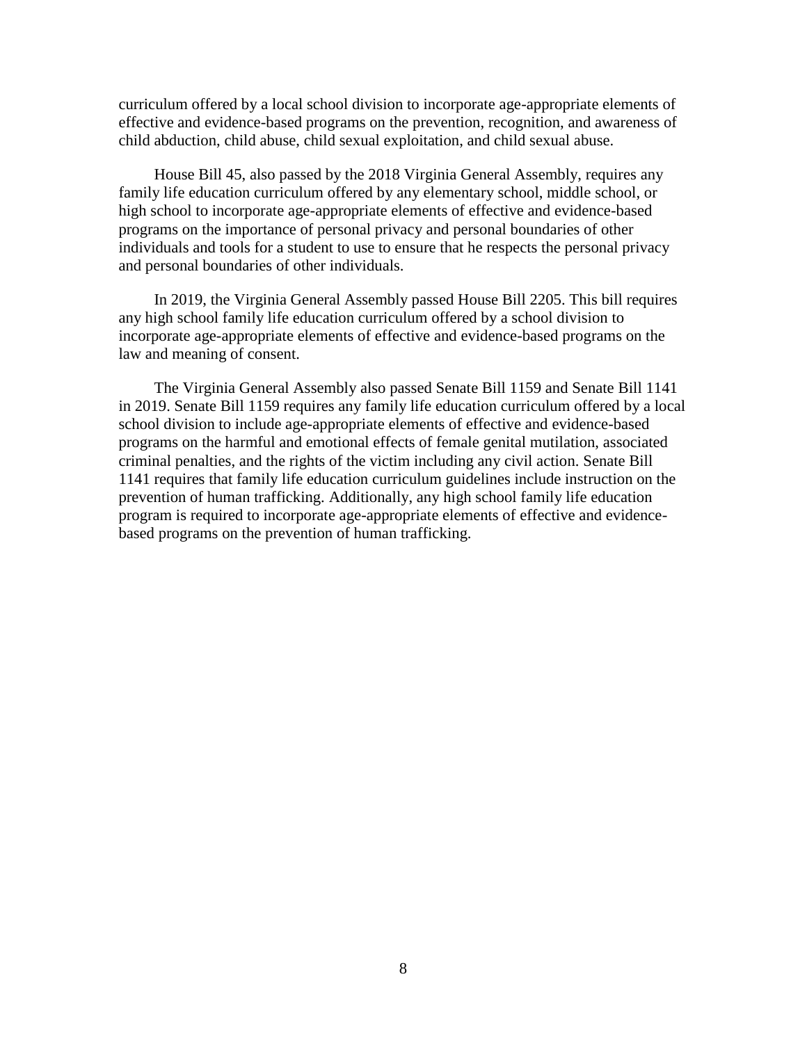curriculum offered by a local school division to incorporate age-appropriate elements of effective and evidence-based programs on the prevention, recognition, and awareness of child abduction, child abuse, child sexual exploitation, and child sexual abuse.

House Bill 45, also passed by the 2018 Virginia General Assembly, requires any family life education curriculum offered by any elementary school, middle school, or high school to incorporate age-appropriate elements of effective and evidence-based programs on the importance of personal privacy and personal boundaries of other individuals and tools for a student to use to ensure that he respects the personal privacy and personal boundaries of other individuals.

In 2019, the Virginia General Assembly passed House Bill 2205. This bill requires any high school family life education curriculum offered by a school division to incorporate age-appropriate elements of effective and evidence-based programs on the law and meaning of consent.

The Virginia General Assembly also passed Senate Bill 1159 and Senate Bill 1141 in 2019. Senate Bill 1159 requires any family life education curriculum offered by a local school division to include age-appropriate elements of effective and evidence-based programs on the harmful and emotional effects of female genital mutilation, associated criminal penalties, and the rights of the victim including any civil action. Senate Bill 1141 requires that family life education curriculum guidelines include instruction on the prevention of human trafficking. Additionally, any high school family life education program is required to incorporate age-appropriate elements of effective and evidence-based programs on the prevention of human trafficking.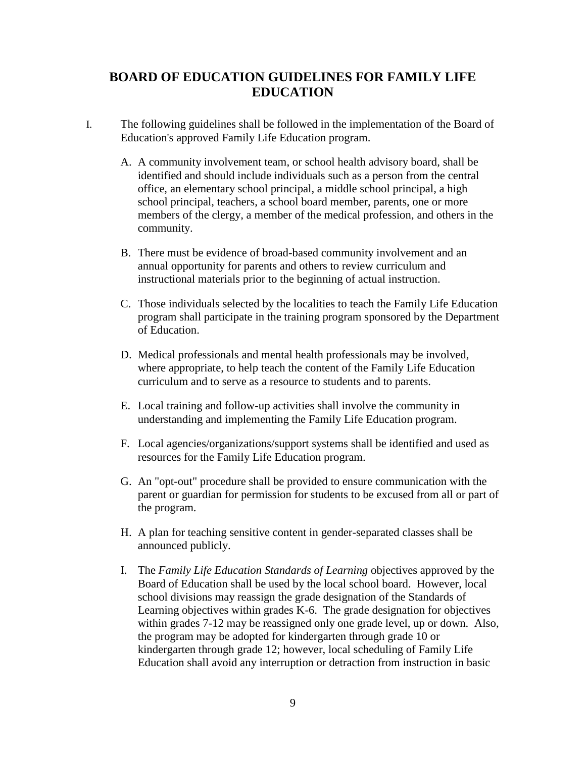# BOARD OF EDUCATION GUIDELINES FOR FAMILY LIFE EDUCATION

I. The following guidelines shall be followed in the implementation of the Board of Education's approved Family Life Education program.

   A. A community involvement team, or school health advisory board, shall be identified and should include individuals such as a person from the central office, an elementary school principal, a middle school principal, a high school principal, teachers, a school board member, parents, one or more members of the clergy, a member of the medical profession, and others in the community.

   B. There must be evidence of broad-based community involvement and an annual opportunity for parents and others to review curriculum and instructional materials prior to the beginning of actual instruction.

   C. Those individuals selected by the localities to teach the Family Life Education program shall participate in the training program sponsored by the Department of Education.

   D. Medical professionals and mental health professionals may be involved, where appropriate, to help teach the content of the Family Life Education curriculum and to serve as a resource to students and to parents.

   E. Local training and follow-up activities shall involve the community in understanding and implementing the Family Life Education program.

   F. Local agencies/organizations/support systems shall be identified and used as resources for the Family Life Education program.

   G. An "opt-out" procedure shall be provided to ensure communication with the parent or guardian for permission for students to be excused from all or part of the program.

   H. A plan for teaching sensitive content in gender-separated classes shall be announced publicly.

   I. The *Family Life Education Standards of Learning* objectives approved by the Board of Education shall be used by the local school board. However, local school divisions may reassign the grade designation of the Standards of Learning objectives within grades K-6. The grade designation for objectives within grades 7-12 may be reassigned only one grade level, up or down. Also, the program may be adopted for kindergarten through grade 10 or kindergarten through grade 12; however, local scheduling of Family Life Education shall avoid any interruption or detraction from instruction in basic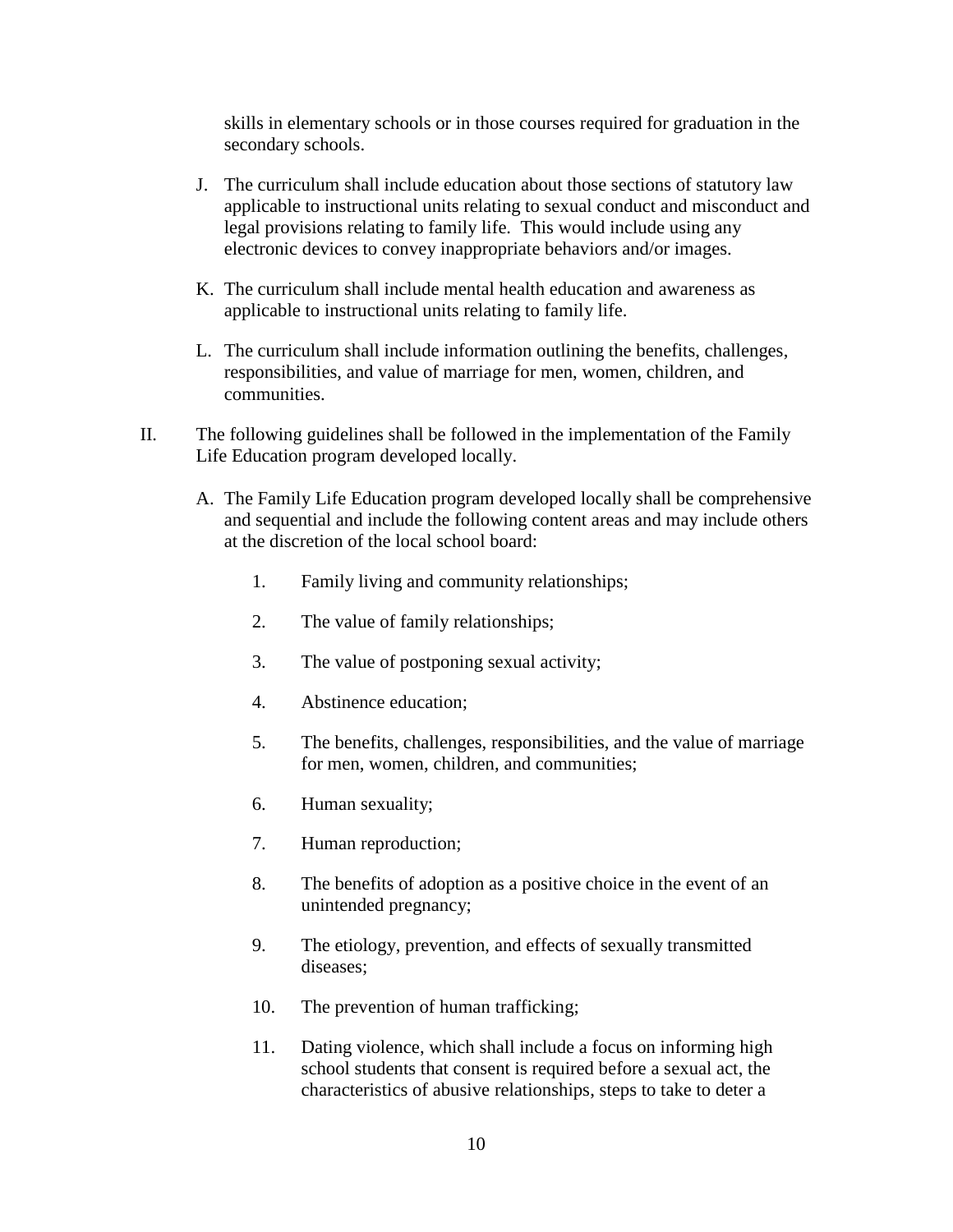skills in elementary schools or in those courses required for graduation in the secondary schools.

J. The curriculum shall include education about those sections of statutory law applicable to instructional units relating to sexual conduct and misconduct and legal provisions relating to family life. This would include using any electronic devices to convey inappropriate behaviors and/or images.

K. The curriculum shall include mental health education and awareness as applicable to instructional units relating to family life.

L. The curriculum shall include information outlining the benefits, challenges, responsibilities, and value of marriage for men, women, children, and communities.

II. The following guidelines shall be followed in the implementation of the Family Life Education program developed locally.

A. The Family Life Education program developed locally shall be comprehensive and sequential and include the following content areas and may include others at the discretion of the local school board:

1. Family living and community relationships;

2. The value of family relationships;

3. The value of postponing sexual activity;

4. Abstinence education;

5. The benefits, challenges, responsibilities, and the value of marriage for men, women, children, and communities;

6. Human sexuality;

7. Human reproduction;

8. The benefits of adoption as a positive choice in the event of an unintended pregnancy;

9. The etiology, prevention, and effects of sexually transmitted diseases;

10. The prevention of human trafficking;

11. Dating violence, which shall include a focus on informing high school students that consent is required before a sexual act, the characteristics of abusive relationships, steps to take to deter a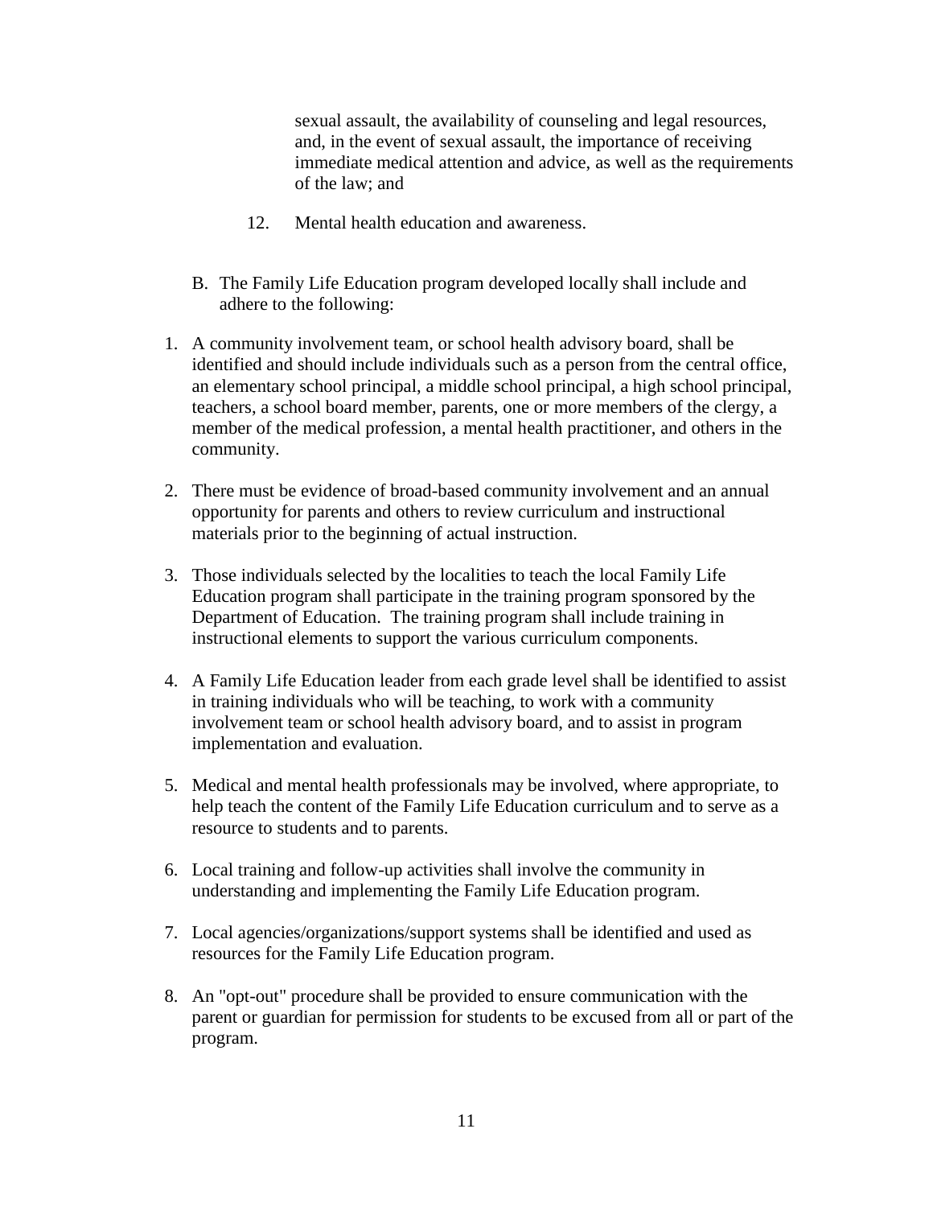sexual assault, the availability of counseling and legal resources, and, in the event of sexual assault, the importance of receiving immediate medical attention and advice, as well as the requirements of the law; and

12. Mental health education and awareness.

B. The Family Life Education program developed locally shall include and adhere to the following:

1. A community involvement team, or school health advisory board, shall be identified and should include individuals such as a person from the central office, an elementary school principal, a middle school principal, a high school principal, teachers, a school board member, parents, one or more members of the clergy, a member of the medical profession, a mental health practitioner, and others in the community.

2. There must be evidence of broad-based community involvement and an annual opportunity for parents and others to review curriculum and instructional materials prior to the beginning of actual instruction.

3. Those individuals selected by the localities to teach the local Family Life Education program shall participate in the training program sponsored by the Department of Education. The training program shall include training in instructional elements to support the various curriculum components.

4. A Family Life Education leader from each grade level shall be identified to assist in training individuals who will be teaching, to work with a community involvement team or school health advisory board, and to assist in program implementation and evaluation.

5. Medical and mental health professionals may be involved, where appropriate, to help teach the content of the Family Life Education curriculum and to serve as a resource to students and to parents.

6. Local training and follow-up activities shall involve the community in understanding and implementing the Family Life Education program.

7. Local agencies/organizations/support systems shall be identified and used as resources for the Family Life Education program.

8. An "opt-out" procedure shall be provided to ensure communication with the parent or guardian for permission for students to be excused from all or part of the program.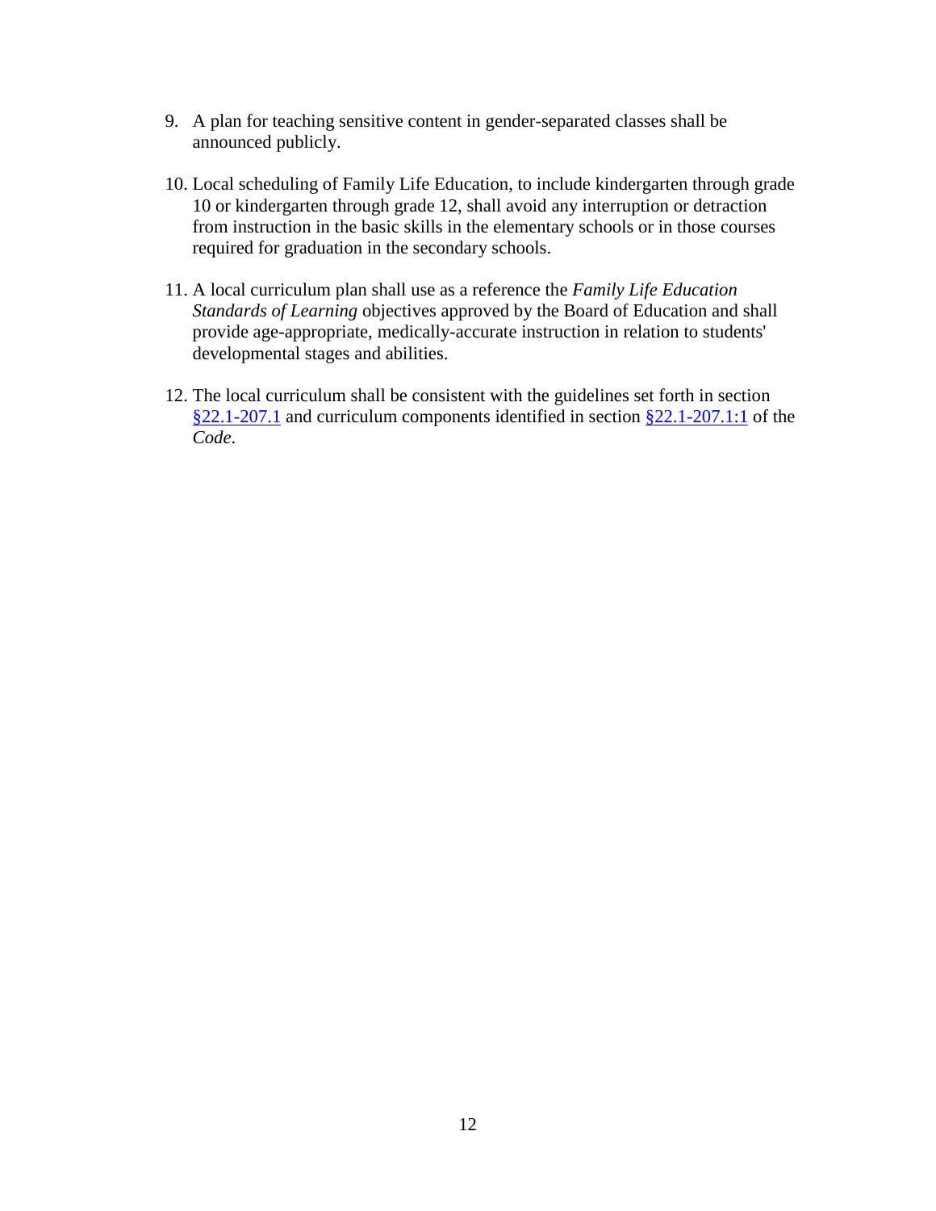9. A plan for teaching sensitive content in gender-separated classes shall be announced publicly.

10. Local scheduling of Family Life Education, to include kindergarten through grade 10 or kindergarten through grade 12, shall avoid any interruption or detraction from instruction in the basic skills in the elementary schools or in those courses required for graduation in the secondary schools.

11. A local curriculum plan shall use as a reference the *Family Life Education Standards of Learning* objectives approved by the Board of Education and shall provide age-appropriate, medically-accurate instruction in relation to students' developmental stages and abilities.

12. The local curriculum shall be consistent with the guidelines set forth in section §22.1-207.1 and curriculum components identified in section §22.1-207.1:1 of the *Code*.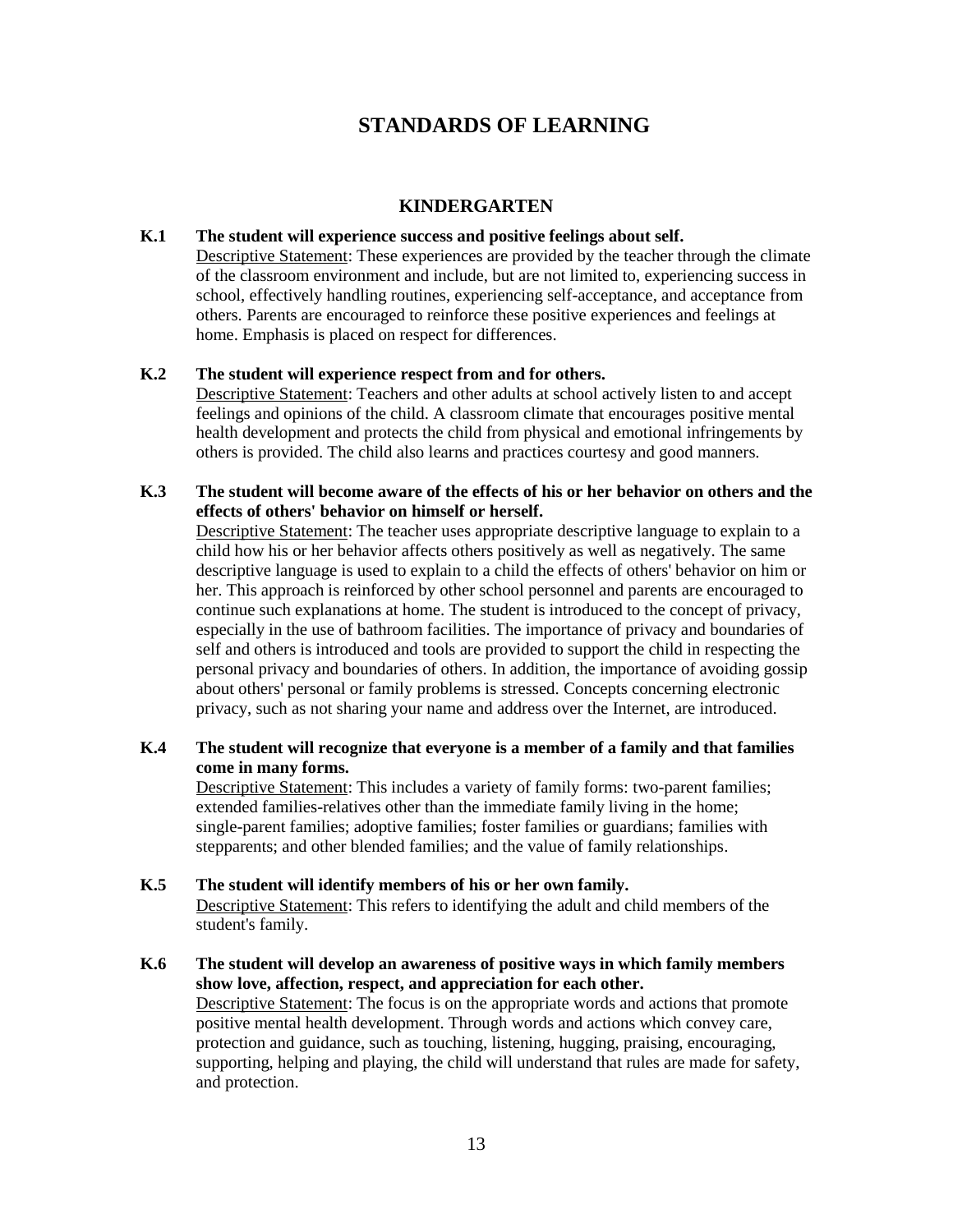# STANDARDS OF LEARNING

## KINDERGARTEN

**K.1 The student will experience success and positive feelings about self.**

Descriptive Statement: These experiences are provided by the teacher through the climate of the classroom environment and include, but are not limited to, experiencing success in school, effectively handling routines, experiencing self-acceptance, and acceptance from others. Parents are encouraged to reinforce these positive experiences and feelings at home. Emphasis is placed on respect for differences.

**K.2 The student will experience respect from and for others.**

Descriptive Statement: Teachers and other adults at school actively listen to and accept feelings and opinions of the child. A classroom climate that encourages positive mental health development and protects the child from physical and emotional infringements by others is provided. The child also learns and practices courtesy and good manners.

**K.3 The student will become aware of the effects of his or her behavior on others and the effects of others' behavior on himself or herself.**

Descriptive Statement: The teacher uses appropriate descriptive language to explain to a child how his or her behavior affects others positively as well as negatively. The same descriptive language is used to explain to a child the effects of others' behavior on him or her. This approach is reinforced by other school personnel and parents are encouraged to continue such explanations at home. The student is introduced to the concept of privacy, especially in the use of bathroom facilities. The importance of privacy and boundaries of self and others is introduced and tools are provided to support the child in respecting the personal privacy and boundaries of others. In addition, the importance of avoiding gossip about others' personal or family problems is stressed. Concepts concerning electronic privacy, such as not sharing your name and address over the Internet, are introduced.

**K.4 The student will recognize that everyone is a member of a family and that families come in many forms.**

Descriptive Statement: This includes a variety of family forms: two-parent families; extended families-relatives other than the immediate family living in the home; single-parent families; adoptive families; foster families or guardians; families with stepparents; and other blended families; and the value of family relationships.

**K.5 The student will identify members of his or her own family.**

Descriptive Statement: This refers to identifying the adult and child members of the student's family.

**K.6 The student will develop an awareness of positive ways in which family members show love, affection, respect, and appreciation for each other.**

Descriptive Statement: The focus is on the appropriate words and actions that promote positive mental health development. Through words and actions which convey care, protection and guidance, such as touching, listening, hugging, praising, encouraging, supporting, helping and playing, the child will understand that rules are made for safety, and protection.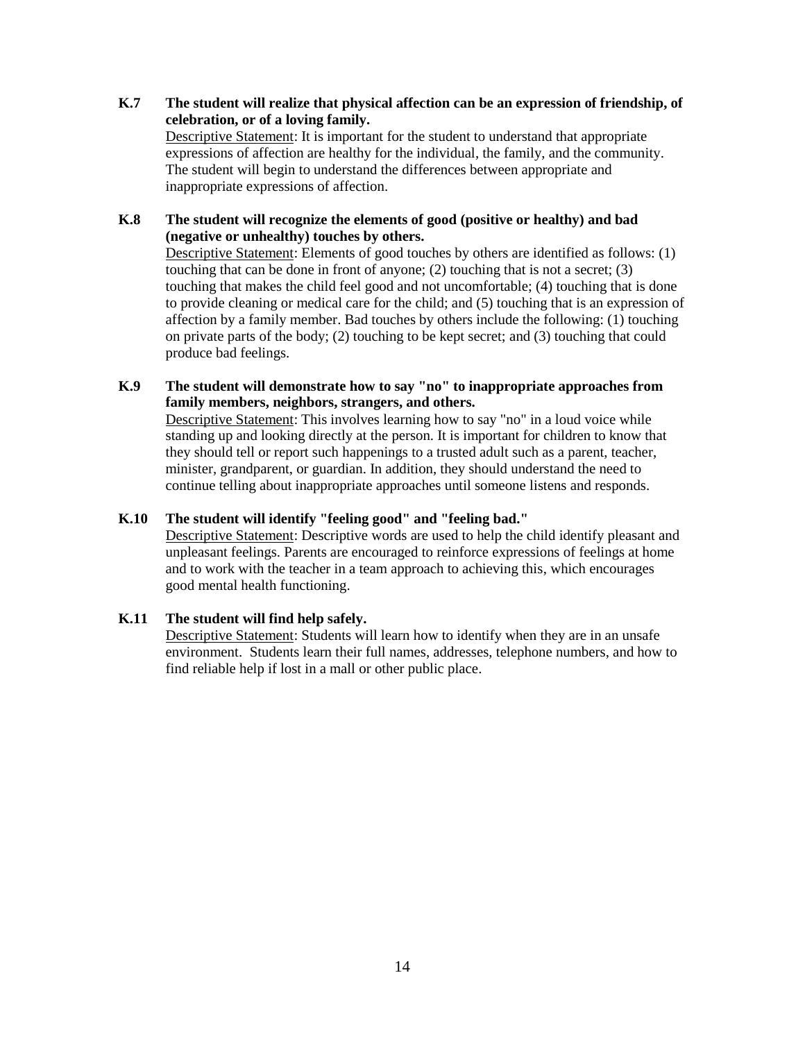**K.7 The student will realize that physical affection can be an expression of friendship, of celebration, or of a loving family.**

Descriptive Statement: It is important for the student to understand that appropriate expressions of affection are healthy for the individual, the family, and the community. The student will begin to understand the differences between appropriate and inappropriate expressions of affection.

**K.8 The student will recognize the elements of good (positive or healthy) and bad (negative or unhealthy) touches by others.**

Descriptive Statement: Elements of good touches by others are identified as follows: (1) touching that can be done in front of anyone; (2) touching that is not a secret; (3) touching that makes the child feel good and not uncomfortable; (4) touching that is done to provide cleaning or medical care for the child; and (5) touching that is an expression of affection by a family member. Bad touches by others include the following: (1) touching on private parts of the body; (2) touching to be kept secret; and (3) touching that could produce bad feelings.

**K.9 The student will demonstrate how to say "no" to inappropriate approaches from family members, neighbors, strangers, and others.**

Descriptive Statement: This involves learning how to say "no" in a loud voice while standing up and looking directly at the person. It is important for children to know that they should tell or report such happenings to a trusted adult such as a parent, teacher, minister, grandparent, or guardian. In addition, they should understand the need to continue telling about inappropriate approaches until someone listens and responds.

**K.10 The student will identify "feeling good" and "feeling bad."**

Descriptive Statement: Descriptive words are used to help the child identify pleasant and unpleasant feelings. Parents are encouraged to reinforce expressions of feelings at home and to work with the teacher in a team approach to achieving this, which encourages good mental health functioning.

**K.11 The student will find help safely.**

Descriptive Statement: Students will learn how to identify when they are in an unsafe environment. Students learn their full names, addresses, telephone numbers, and how to find reliable help if lost in a mall or other public place.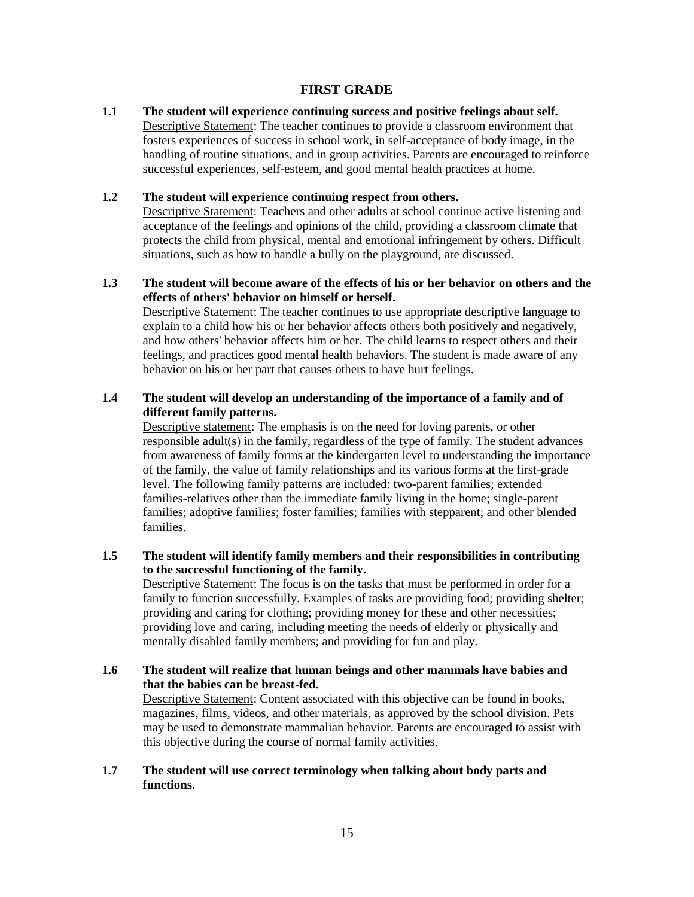## FIRST GRADE

**1.1 The student will experience continuing success and positive feelings about self.**

Descriptive Statement: The teacher continues to provide a classroom environment that fosters experiences of success in school work, in self-acceptance of body image, in the handling of routine situations, and in group activities. Parents are encouraged to reinforce successful experiences, self-esteem, and good mental health practices at home.

**1.2 The student will experience continuing respect from others.**

Descriptive Statement: Teachers and other adults at school continue active listening and acceptance of the feelings and opinions of the child, providing a classroom climate that protects the child from physical, mental and emotional infringement by others. Difficult situations, such as how to handle a bully on the playground, are discussed.

**1.3 The student will become aware of the effects of his or her behavior on others and the effects of others' behavior on himself or herself.**

Descriptive Statement: The teacher continues to use appropriate descriptive language to explain to a child how his or her behavior affects others both positively and negatively, and how others' behavior affects him or her. The child learns to respect others and their feelings, and practices good mental health behaviors. The student is made aware of any behavior on his or her part that causes others to have hurt feelings.

**1.4 The student will develop an understanding of the importance of a family and of different family patterns.**

Descriptive statement: The emphasis is on the need for loving parents, or other responsible adult(s) in the family, regardless of the type of family. The student advances from awareness of family forms at the kindergarten level to understanding the importance of the family, the value of family relationships and its various forms at the first-grade level. The following family patterns are included: two-parent families; extended families-relatives other than the immediate family living in the home; single-parent families; adoptive families; foster families; families with stepparent; and other blended families.

**1.5 The student will identify family members and their responsibilities in contributing to the successful functioning of the family.**

Descriptive Statement: The focus is on the tasks that must be performed in order for a family to function successfully. Examples of tasks are providing food; providing shelter; providing and caring for clothing; providing money for these and other necessities; providing love and caring, including meeting the needs of elderly or physically and mentally disabled family members; and providing for fun and play.

**1.6 The student will realize that human beings and other mammals have babies and that the babies can be breast-fed.**

Descriptive Statement: Content associated with this objective can be found in books, magazines, films, videos, and other materials, as approved by the school division. Pets may be used to demonstrate mammalian behavior. Parents are encouraged to assist with this objective during the course of normal family activities.

**1.7 The student will use correct terminology when talking about body parts and functions.**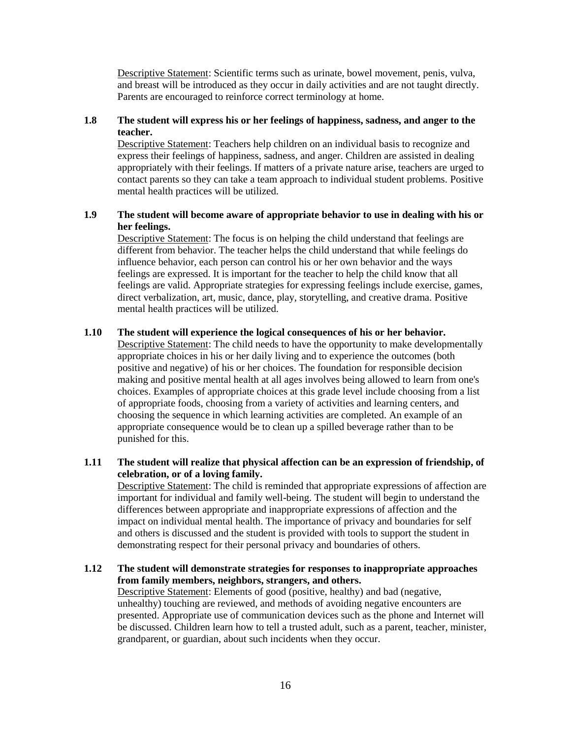Descriptive Statement: Scientific terms such as urinate, bowel movement, penis, vulva, and breast will be introduced as they occur in daily activities and are not taught directly. Parents are encouraged to reinforce correct terminology at home.

**1.8 The student will express his or her feelings of happiness, sadness, and anger to the teacher.**

Descriptive Statement: Teachers help children on an individual basis to recognize and express their feelings of happiness, sadness, and anger. Children are assisted in dealing appropriately with their feelings. If matters of a private nature arise, teachers are urged to contact parents so they can take a team approach to individual student problems. Positive mental health practices will be utilized.

**1.9 The student will become aware of appropriate behavior to use in dealing with his or her feelings.**

Descriptive Statement: The focus is on helping the child understand that feelings are different from behavior. The teacher helps the child understand that while feelings do influence behavior, each person can control his or her own behavior and the ways feelings are expressed. It is important for the teacher to help the child know that all feelings are valid. Appropriate strategies for expressing feelings include exercise, games, direct verbalization, art, music, dance, play, storytelling, and creative drama. Positive mental health practices will be utilized.

**1.10 The student will experience the logical consequences of his or her behavior.**

Descriptive Statement: The child needs to have the opportunity to make developmentally appropriate choices in his or her daily living and to experience the outcomes (both positive and negative) of his or her choices. The foundation for responsible decision making and positive mental health at all ages involves being allowed to learn from one's choices. Examples of appropriate choices at this grade level include choosing from a list of appropriate foods, choosing from a variety of activities and learning centers, and choosing the sequence in which learning activities are completed. An example of an appropriate consequence would be to clean up a spilled beverage rather than to be punished for this.

**1.11 The student will realize that physical affection can be an expression of friendship, of celebration, or of a loving family.**

Descriptive Statement: The child is reminded that appropriate expressions of affection are important for individual and family well-being. The student will begin to understand the differences between appropriate and inappropriate expressions of affection and the impact on individual mental health. The importance of privacy and boundaries for self and others is discussed and the student is provided with tools to support the student in demonstrating respect for their personal privacy and boundaries of others.

**1.12 The student will demonstrate strategies for responses to inappropriate approaches from family members, neighbors, strangers, and others.**

Descriptive Statement: Elements of good (positive, healthy) and bad (negative, unhealthy) touching are reviewed, and methods of avoiding negative encounters are presented. Appropriate use of communication devices such as the phone and Internet will be discussed. Children learn how to tell a trusted adult, such as a parent, teacher, minister, grandparent, or guardian, about such incidents when they occur.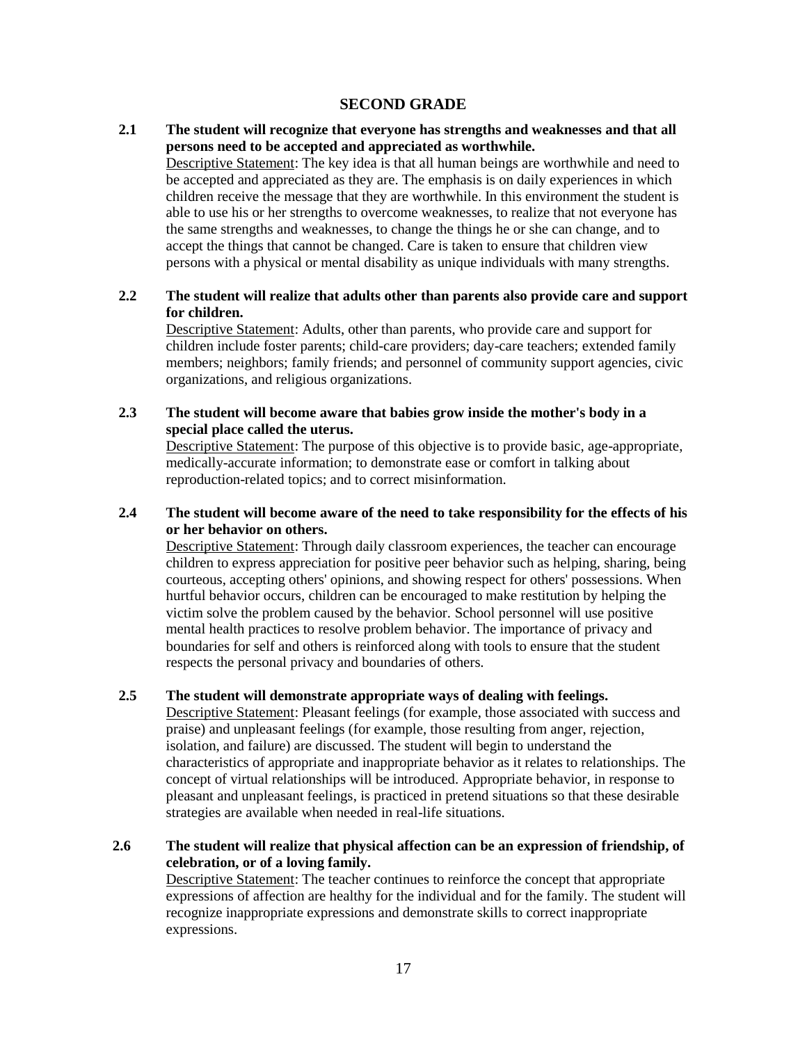## SECOND GRADE

**2.1 The student will recognize that everyone has strengths and weaknesses and that all persons need to be accepted and appreciated as worthwhile.**

Descriptive Statement: The key idea is that all human beings are worthwhile and need to be accepted and appreciated as they are. The emphasis is on daily experiences in which children receive the message that they are worthwhile. In this environment the student is able to use his or her strengths to overcome weaknesses, to realize that not everyone has the same strengths and weaknesses, to change the things he or she can change, and to accept the things that cannot be changed. Care is taken to ensure that children view persons with a physical or mental disability as unique individuals with many strengths.

**2.2 The student will realize that adults other than parents also provide care and support for children.**

Descriptive Statement: Adults, other than parents, who provide care and support for children include foster parents; child-care providers; day-care teachers; extended family members; neighbors; family friends; and personnel of community support agencies, civic organizations, and religious organizations.

**2.3 The student will become aware that babies grow inside the mother's body in a special place called the uterus.**

Descriptive Statement: The purpose of this objective is to provide basic, age-appropriate, medically-accurate information; to demonstrate ease or comfort in talking about reproduction-related topics; and to correct misinformation.

**2.4 The student will become aware of the need to take responsibility for the effects of his or her behavior on others.**

Descriptive Statement: Through daily classroom experiences, the teacher can encourage children to express appreciation for positive peer behavior such as helping, sharing, being courteous, accepting others' opinions, and showing respect for others' possessions. When hurtful behavior occurs, children can be encouraged to make restitution by helping the victim solve the problem caused by the behavior. School personnel will use positive mental health practices to resolve problem behavior. The importance of privacy and boundaries for self and others is reinforced along with tools to ensure that the student respects the personal privacy and boundaries of others.

**2.5 The student will demonstrate appropriate ways of dealing with feelings.**

Descriptive Statement: Pleasant feelings (for example, those associated with success and praise) and unpleasant feelings (for example, those resulting from anger, rejection, isolation, and failure) are discussed. The student will begin to understand the characteristics of appropriate and inappropriate behavior as it relates to relationships. The concept of virtual relationships will be introduced. Appropriate behavior, in response to pleasant and unpleasant feelings, is practiced in pretend situations so that these desirable strategies are available when needed in real-life situations.

**2.6 The student will realize that physical affection can be an expression of friendship, of celebration, or of a loving family.**

Descriptive Statement: The teacher continues to reinforce the concept that appropriate expressions of affection are healthy for the individual and for the family. The student will recognize inappropriate expressions and demonstrate skills to correct inappropriate expressions.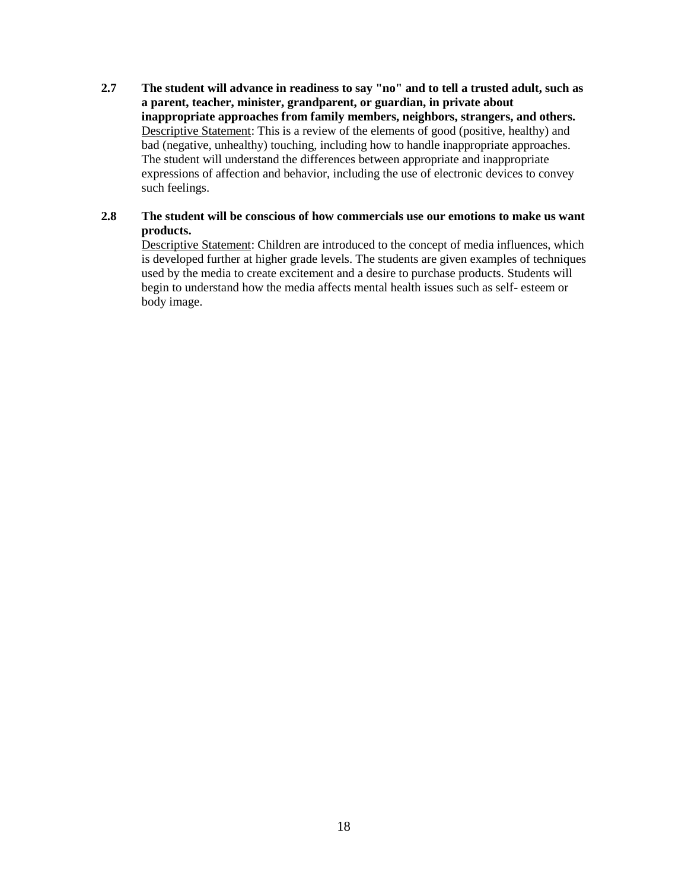**2.7 The student will advance in readiness to say "no" and to tell a trusted adult, such as a parent, teacher, minister, grandparent, or guardian, in private about inappropriate approaches from family members, neighbors, strangers, and others.**
Descriptive Statement: This is a review of the elements of good (positive, healthy) and bad (negative, unhealthy) touching, including how to handle inappropriate approaches. The student will understand the differences between appropriate and inappropriate expressions of affection and behavior, including the use of electronic devices to convey such feelings.

**2.8 The student will be conscious of how commercials use our emotions to make us want products.**
Descriptive Statement: Children are introduced to the concept of media influences, which is developed further at higher grade levels. The students are given examples of techniques used by the media to create excitement and a desire to purchase products. Students will begin to understand how the media affects mental health issues such as self- esteem or body image.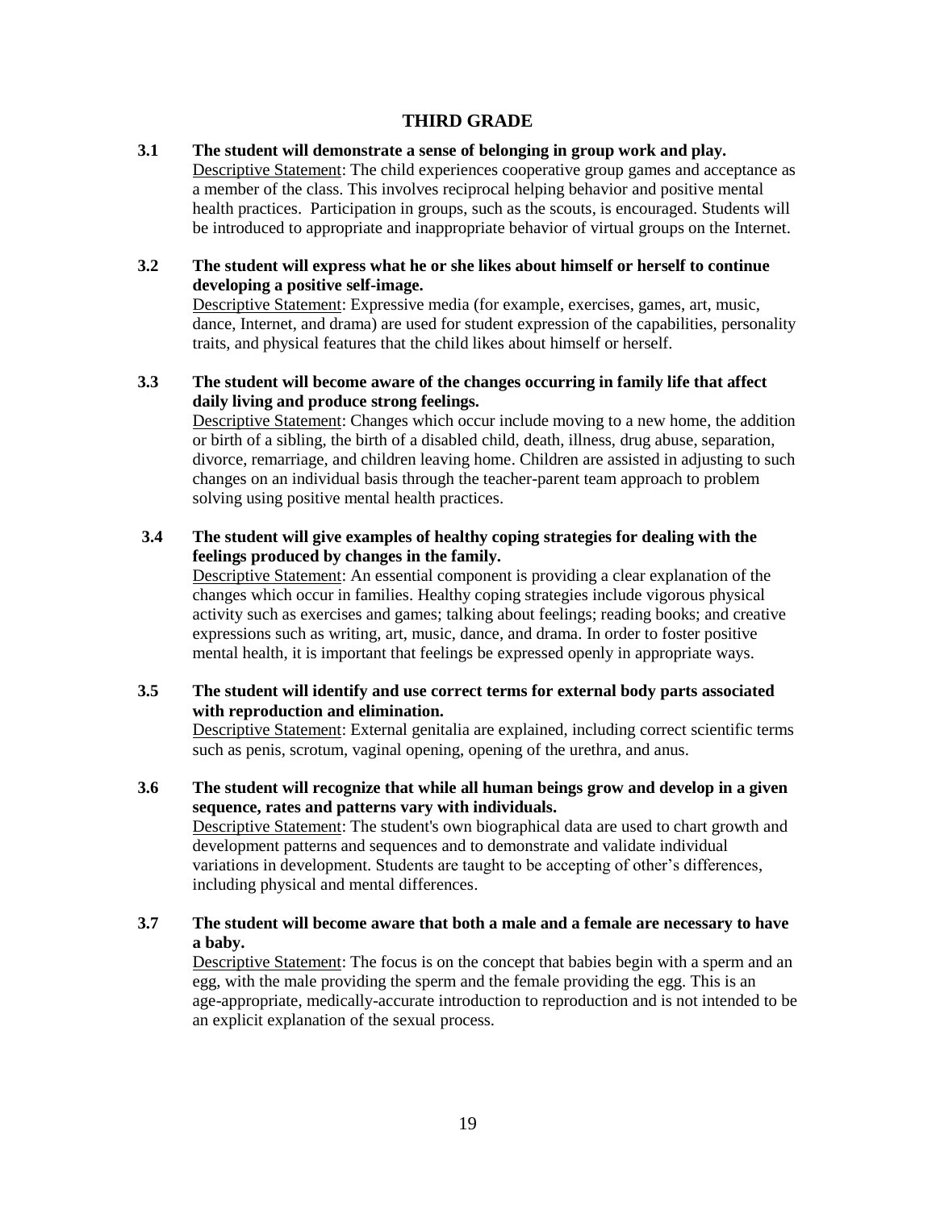## THIRD GRADE

**3.1 The student will demonstrate a sense of belonging in group work and play.**
Descriptive Statement: The child experiences cooperative group games and acceptance as a member of the class. This involves reciprocal helping behavior and positive mental health practices. Participation in groups, such as the scouts, is encouraged. Students will be introduced to appropriate and inappropriate behavior of virtual groups on the Internet.

**3.2 The student will express what he or she likes about himself or herself to continue developing a positive self-image.**
Descriptive Statement: Expressive media (for example, exercises, games, art, music, dance, Internet, and drama) are used for student expression of the capabilities, personality traits, and physical features that the child likes about himself or herself.

**3.3 The student will become aware of the changes occurring in family life that affect daily living and produce strong feelings.**
Descriptive Statement: Changes which occur include moving to a new home, the addition or birth of a sibling, the birth of a disabled child, death, illness, drug abuse, separation, divorce, remarriage, and children leaving home. Children are assisted in adjusting to such changes on an individual basis through the teacher-parent team approach to problem solving using positive mental health practices.

**3.4 The student will give examples of healthy coping strategies for dealing with the feelings produced by changes in the family.**
Descriptive Statement: An essential component is providing a clear explanation of the changes which occur in families. Healthy coping strategies include vigorous physical activity such as exercises and games; talking about feelings; reading books; and creative expressions such as writing, art, music, dance, and drama. In order to foster positive mental health, it is important that feelings be expressed openly in appropriate ways.

**3.5 The student will identify and use correct terms for external body parts associated with reproduction and elimination.**
Descriptive Statement: External genitalia are explained, including correct scientific terms such as penis, scrotum, vaginal opening, opening of the urethra, and anus.

**3.6 The student will recognize that while all human beings grow and develop in a given sequence, rates and patterns vary with individuals.**
Descriptive Statement: The student's own biographical data are used to chart growth and development patterns and sequences and to demonstrate and validate individual variations in development. Students are taught to be accepting of other's differences, including physical and mental differences.

**3.7 The student will become aware that both a male and a female are necessary to have a baby.**
Descriptive Statement: The focus is on the concept that babies begin with a sperm and an egg, with the male providing the sperm and the female providing the egg. This is an age-appropriate, medically-accurate introduction to reproduction and is not intended to be an explicit explanation of the sexual process.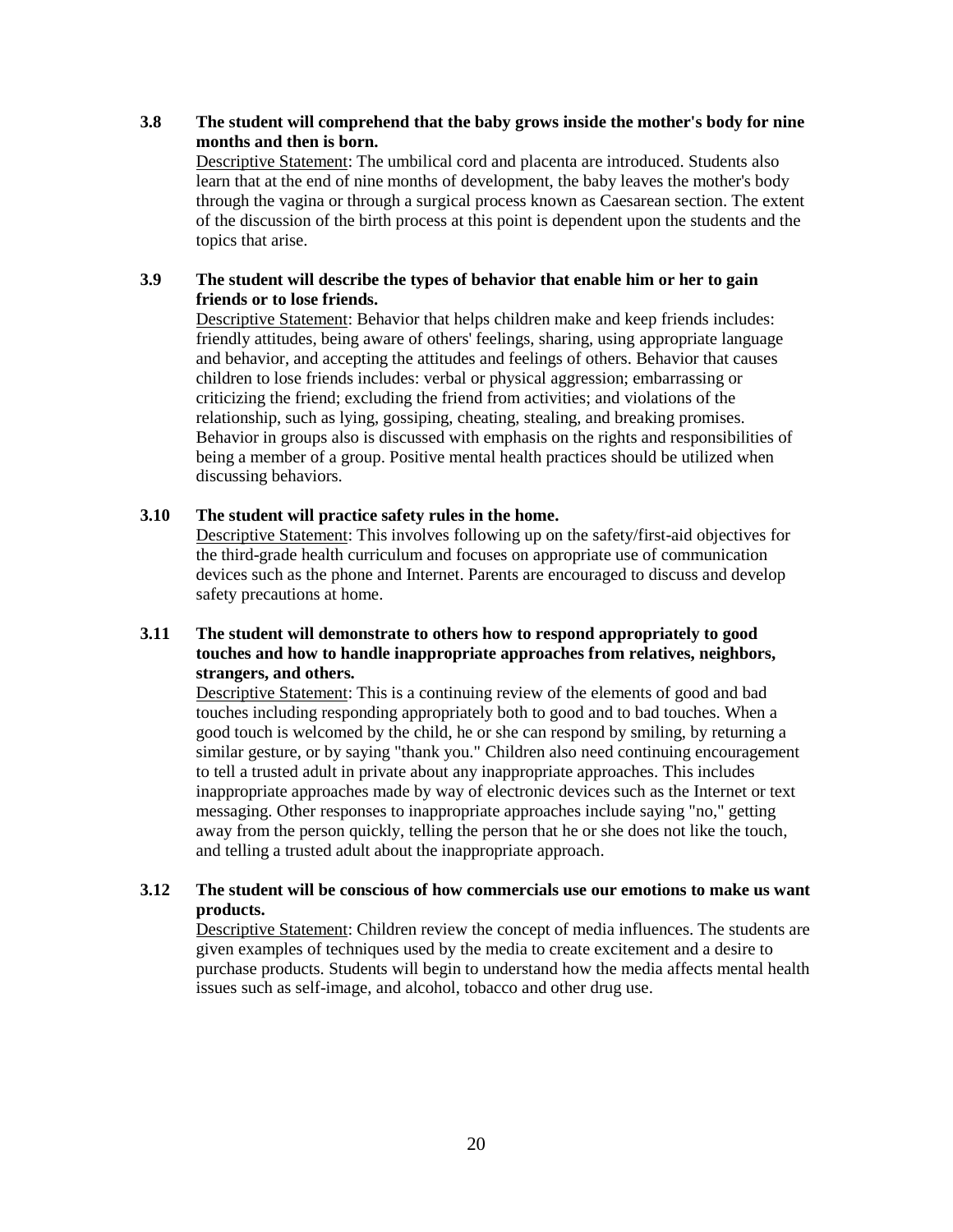**3.8 The student will comprehend that the baby grows inside the mother's body for nine months and then is born.**

Descriptive Statement: The umbilical cord and placenta are introduced. Students also learn that at the end of nine months of development, the baby leaves the mother's body through the vagina or through a surgical process known as Caesarean section. The extent of the discussion of the birth process at this point is dependent upon the students and the topics that arise.

**3.9 The student will describe the types of behavior that enable him or her to gain friends or to lose friends.**

Descriptive Statement: Behavior that helps children make and keep friends includes: friendly attitudes, being aware of others' feelings, sharing, using appropriate language and behavior, and accepting the attitudes and feelings of others. Behavior that causes children to lose friends includes: verbal or physical aggression; embarrassing or criticizing the friend; excluding the friend from activities; and violations of the relationship, such as lying, gossiping, cheating, stealing, and breaking promises. Behavior in groups also is discussed with emphasis on the rights and responsibilities of being a member of a group. Positive mental health practices should be utilized when discussing behaviors.

**3.10 The student will practice safety rules in the home.**

Descriptive Statement: This involves following up on the safety/first-aid objectives for the third-grade health curriculum and focuses on appropriate use of communication devices such as the phone and Internet. Parents are encouraged to discuss and develop safety precautions at home.

**3.11 The student will demonstrate to others how to respond appropriately to good touches and how to handle inappropriate approaches from relatives, neighbors, strangers, and others.**

Descriptive Statement: This is a continuing review of the elements of good and bad touches including responding appropriately both to good and to bad touches. When a good touch is welcomed by the child, he or she can respond by smiling, by returning a similar gesture, or by saying "thank you." Children also need continuing encouragement to tell a trusted adult in private about any inappropriate approaches. This includes inappropriate approaches made by way of electronic devices such as the Internet or text messaging. Other responses to inappropriate approaches include saying "no," getting away from the person quickly, telling the person that he or she does not like the touch, and telling a trusted adult about the inappropriate approach.

**3.12 The student will be conscious of how commercials use our emotions to make us want products.**

Descriptive Statement: Children review the concept of media influences. The students are given examples of techniques used by the media to create excitement and a desire to purchase products. Students will begin to understand how the media affects mental health issues such as self-image, and alcohol, tobacco and other drug use.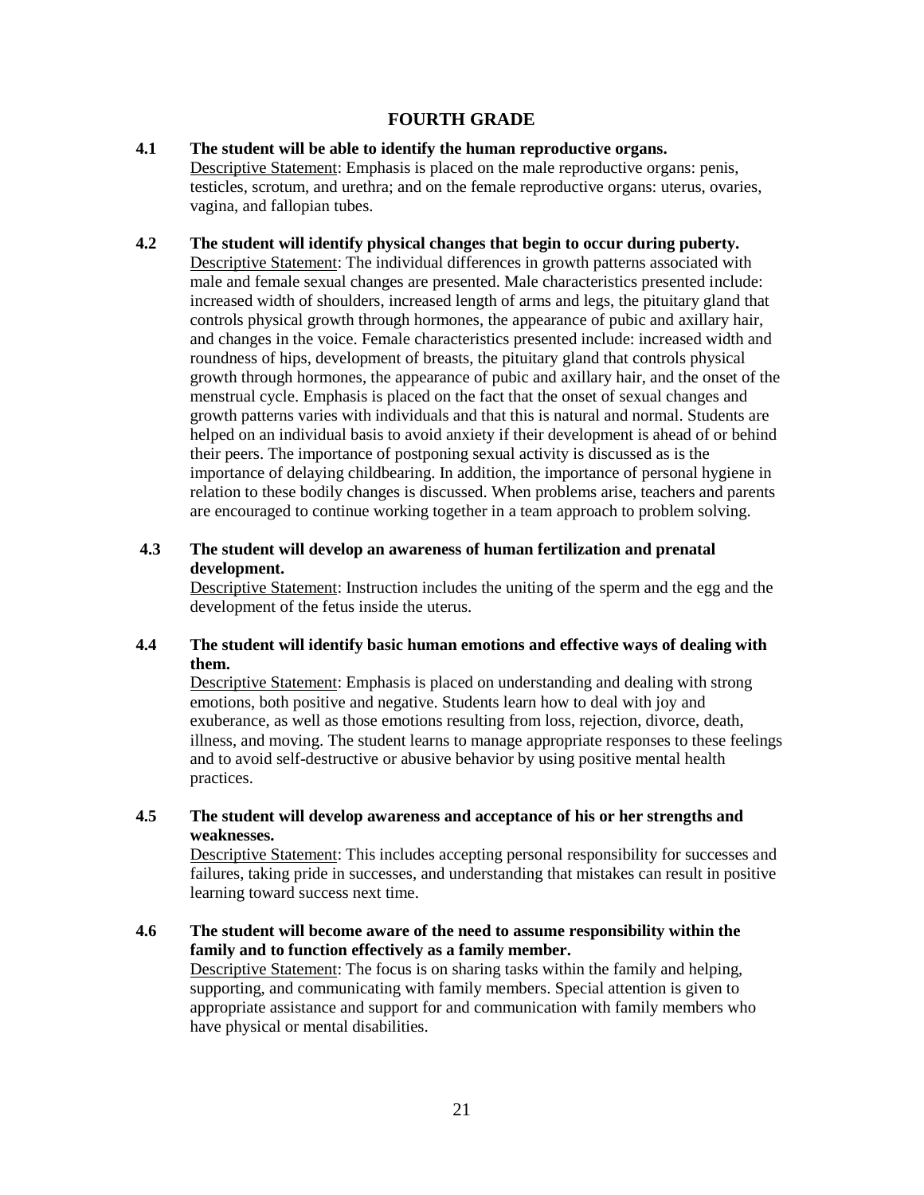## FOURTH GRADE

**4.1 The student will be able to identify the human reproductive organs.**

Descriptive Statement: Emphasis is placed on the male reproductive organs: penis, testicles, scrotum, and urethra; and on the female reproductive organs: uterus, ovaries, vagina, and fallopian tubes.

**4.2 The student will identify physical changes that begin to occur during puberty.**

Descriptive Statement: The individual differences in growth patterns associated with male and female sexual changes are presented. Male characteristics presented include: increased width of shoulders, increased length of arms and legs, the pituitary gland that controls physical growth through hormones, the appearance of pubic and axillary hair, and changes in the voice. Female characteristics presented include: increased width and roundness of hips, development of breasts, the pituitary gland that controls physical growth through hormones, the appearance of pubic and axillary hair, and the onset of the menstrual cycle. Emphasis is placed on the fact that the onset of sexual changes and growth patterns varies with individuals and that this is natural and normal. Students are helped on an individual basis to avoid anxiety if their development is ahead of or behind their peers. The importance of postponing sexual activity is discussed as is the importance of delaying childbearing. In addition, the importance of personal hygiene in relation to these bodily changes is discussed. When problems arise, teachers and parents are encouraged to continue working together in a team approach to problem solving.

**4.3 The student will develop an awareness of human fertilization and prenatal development.**

Descriptive Statement: Instruction includes the uniting of the sperm and the egg and the development of the fetus inside the uterus.

**4.4 The student will identify basic human emotions and effective ways of dealing with them.**

Descriptive Statement: Emphasis is placed on understanding and dealing with strong emotions, both positive and negative. Students learn how to deal with joy and exuberance, as well as those emotions resulting from loss, rejection, divorce, death, illness, and moving. The student learns to manage appropriate responses to these feelings and to avoid self-destructive or abusive behavior by using positive mental health practices.

**4.5 The student will develop awareness and acceptance of his or her strengths and weaknesses.**

Descriptive Statement: This includes accepting personal responsibility for successes and failures, taking pride in successes, and understanding that mistakes can result in positive learning toward success next time.

**4.6 The student will become aware of the need to assume responsibility within the family and to function effectively as a family member.**

Descriptive Statement: The focus is on sharing tasks within the family and helping, supporting, and communicating with family members. Special attention is given to appropriate assistance and support for and communication with family members who have physical or mental disabilities.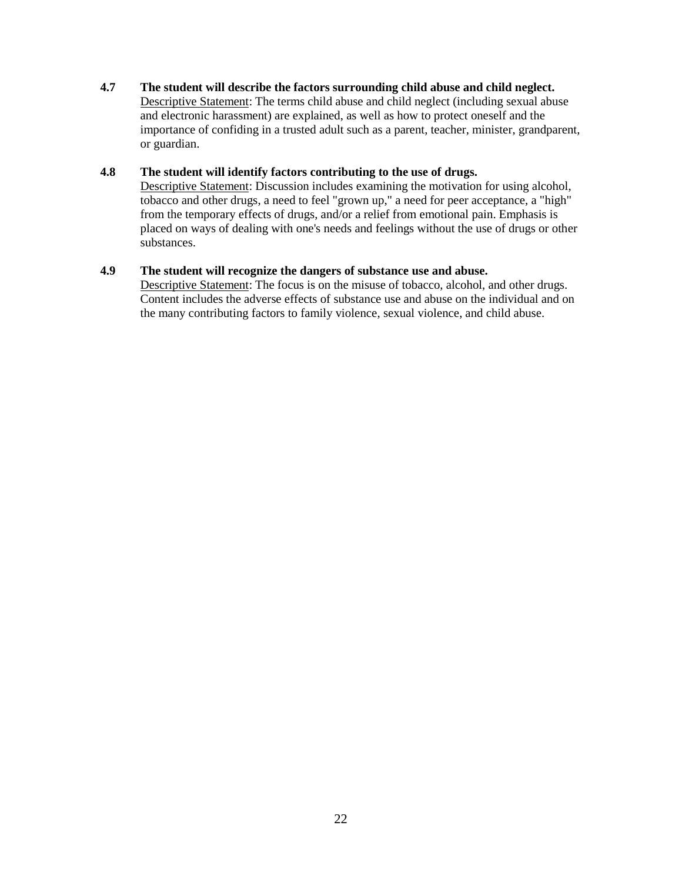**4.7 The student will describe the factors surrounding child abuse and child neglect.**

Descriptive Statement: The terms child abuse and child neglect (including sexual abuse and electronic harassment) are explained, as well as how to protect oneself and the importance of confiding in a trusted adult such as a parent, teacher, minister, grandparent, or guardian.

**4.8 The student will identify factors contributing to the use of drugs.**

Descriptive Statement: Discussion includes examining the motivation for using alcohol, tobacco and other drugs, a need to feel "grown up," a need for peer acceptance, a "high" from the temporary effects of drugs, and/or a relief from emotional pain. Emphasis is placed on ways of dealing with one's needs and feelings without the use of drugs or other substances.

**4.9 The student will recognize the dangers of substance use and abuse.**

Descriptive Statement: The focus is on the misuse of tobacco, alcohol, and other drugs. Content includes the adverse effects of substance use and abuse on the individual and on the many contributing factors to family violence, sexual violence, and child abuse.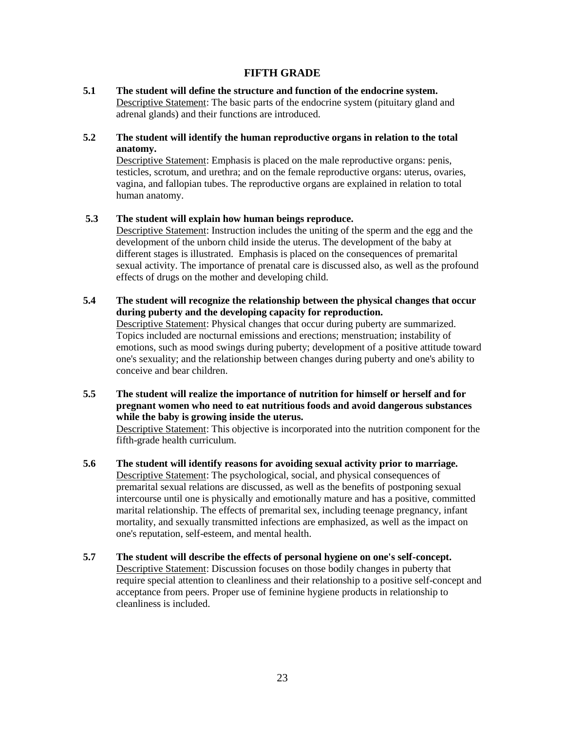## FIFTH GRADE

**5.1 The student will define the structure and function of the endocrine system.**
Descriptive Statement: The basic parts of the endocrine system (pituitary gland and adrenal glands) and their functions are introduced.

**5.2 The student will identify the human reproductive organs in relation to the total anatomy.**
Descriptive Statement: Emphasis is placed on the male reproductive organs: penis, testicles, scrotum, and urethra; and on the female reproductive organs: uterus, ovaries, vagina, and fallopian tubes. The reproductive organs are explained in relation to total human anatomy.

**5.3 The student will explain how human beings reproduce.**
Descriptive Statement: Instruction includes the uniting of the sperm and the egg and the development of the unborn child inside the uterus. The development of the baby at different stages is illustrated. Emphasis is placed on the consequences of premarital sexual activity. The importance of prenatal care is discussed also, as well as the profound effects of drugs on the mother and developing child.

**5.4 The student will recognize the relationship between the physical changes that occur during puberty and the developing capacity for reproduction.**
Descriptive Statement: Physical changes that occur during puberty are summarized. Topics included are nocturnal emissions and erections; menstruation; instability of emotions, such as mood swings during puberty; development of a positive attitude toward one's sexuality; and the relationship between changes during puberty and one's ability to conceive and bear children.

**5.5 The student will realize the importance of nutrition for himself or herself and for pregnant women who need to eat nutritious foods and avoid dangerous substances while the baby is growing inside the uterus.**
Descriptive Statement: This objective is incorporated into the nutrition component for the fifth-grade health curriculum.

**5.6 The student will identify reasons for avoiding sexual activity prior to marriage.**
Descriptive Statement: The psychological, social, and physical consequences of premarital sexual relations are discussed, as well as the benefits of postponing sexual intercourse until one is physically and emotionally mature and has a positive, committed marital relationship. The effects of premarital sex, including teenage pregnancy, infant mortality, and sexually transmitted infections are emphasized, as well as the impact on one's reputation, self-esteem, and mental health.

**5.7 The student will describe the effects of personal hygiene on one's self-concept.**
Descriptive Statement: Discussion focuses on those bodily changes in puberty that require special attention to cleanliness and their relationship to a positive self-concept and acceptance from peers. Proper use of feminine hygiene products in relationship to cleanliness is included.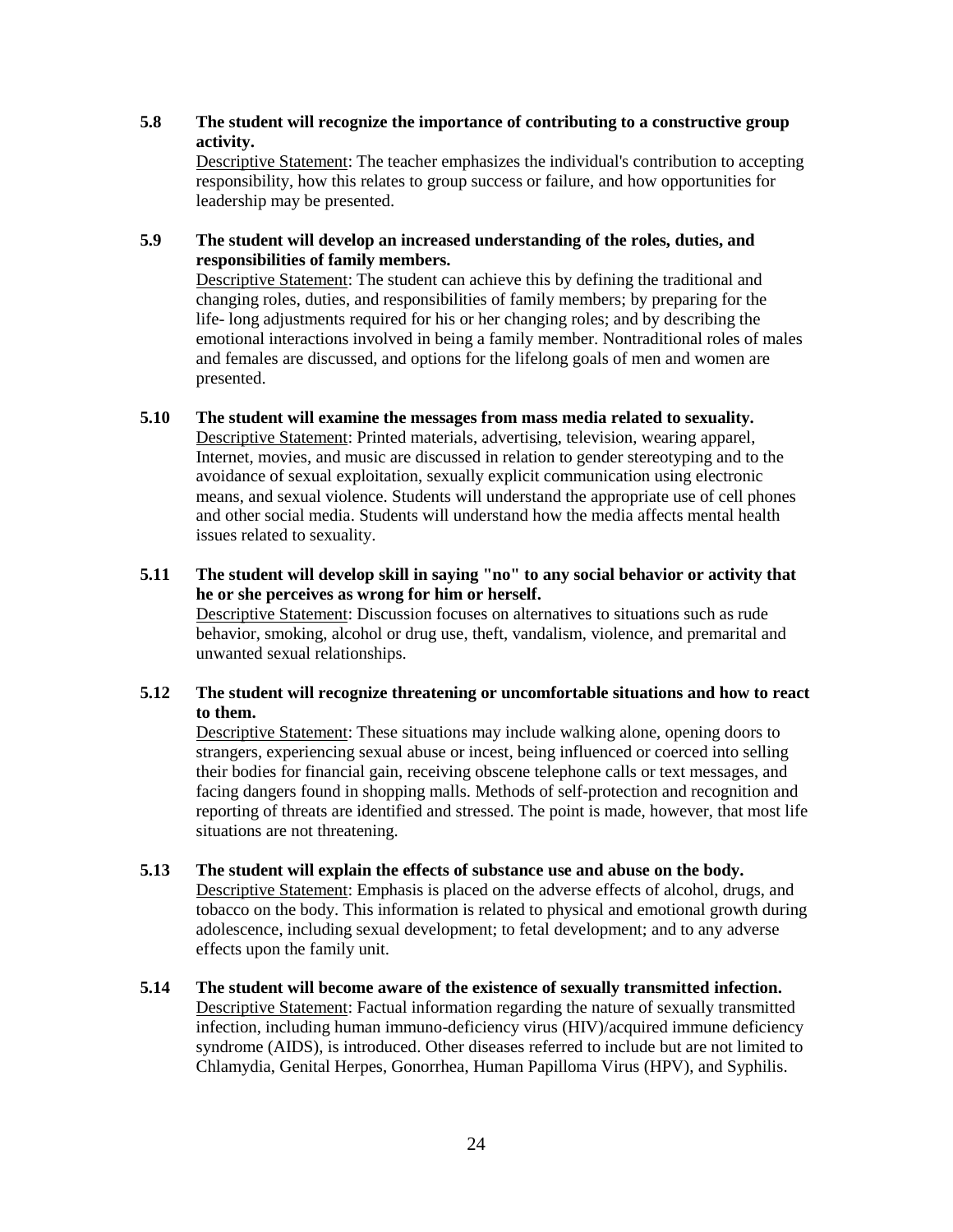**5.8 The student will recognize the importance of contributing to a constructive group activity.**

Descriptive Statement: The teacher emphasizes the individual's contribution to accepting responsibility, how this relates to group success or failure, and how opportunities for leadership may be presented.

**5.9 The student will develop an increased understanding of the roles, duties, and responsibilities of family members.**

Descriptive Statement: The student can achieve this by defining the traditional and changing roles, duties, and responsibilities of family members; by preparing for the life- long adjustments required for his or her changing roles; and by describing the emotional interactions involved in being a family member. Nontraditional roles of males and females are discussed, and options for the lifelong goals of men and women are presented.

**5.10 The student will examine the messages from mass media related to sexuality.**

Descriptive Statement: Printed materials, advertising, television, wearing apparel, Internet, movies, and music are discussed in relation to gender stereotyping and to the avoidance of sexual exploitation, sexually explicit communication using electronic means, and sexual violence. Students will understand the appropriate use of cell phones and other social media. Students will understand how the media affects mental health issues related to sexuality.

**5.11 The student will develop skill in saying "no" to any social behavior or activity that he or she perceives as wrong for him or herself.**

Descriptive Statement: Discussion focuses on alternatives to situations such as rude behavior, smoking, alcohol or drug use, theft, vandalism, violence, and premarital and unwanted sexual relationships.

**5.12 The student will recognize threatening or uncomfortable situations and how to react to them.**

Descriptive Statement: These situations may include walking alone, opening doors to strangers, experiencing sexual abuse or incest, being influenced or coerced into selling their bodies for financial gain, receiving obscene telephone calls or text messages, and facing dangers found in shopping malls. Methods of self-protection and recognition and reporting of threats are identified and stressed. The point is made, however, that most life situations are not threatening.

**5.13 The student will explain the effects of substance use and abuse on the body.**

Descriptive Statement: Emphasis is placed on the adverse effects of alcohol, drugs, and tobacco on the body. This information is related to physical and emotional growth during adolescence, including sexual development; to fetal development; and to any adverse effects upon the family unit.

**5.14 The student will become aware of the existence of sexually transmitted infection.**

Descriptive Statement: Factual information regarding the nature of sexually transmitted infection, including human immuno-deficiency virus (HIV)/acquired immune deficiency syndrome (AIDS), is introduced. Other diseases referred to include but are not limited to Chlamydia, Genital Herpes, Gonorrhea, Human Papilloma Virus (HPV), and Syphilis.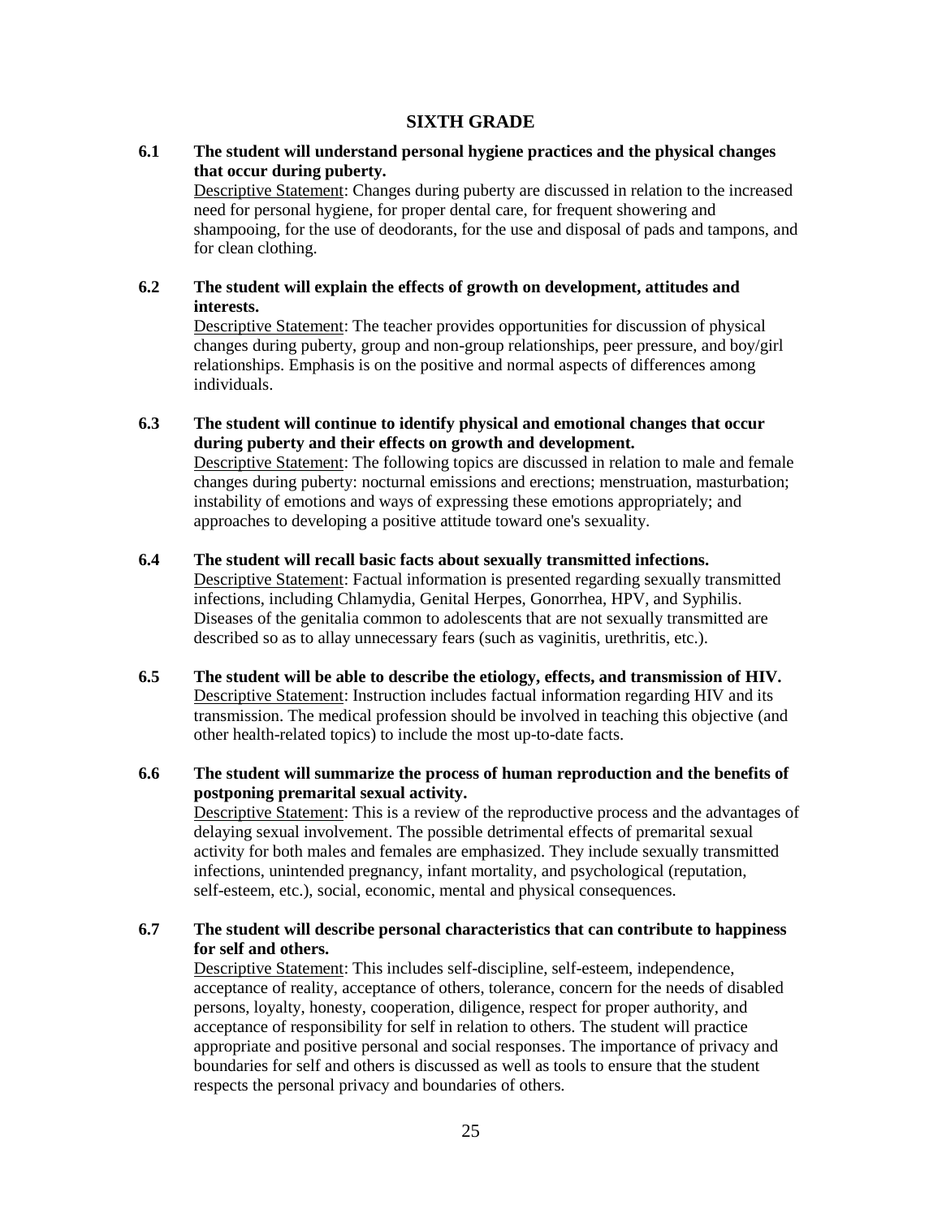## SIXTH GRADE

**6.1 The student will understand personal hygiene practices and the physical changes that occur during puberty.**

Descriptive Statement: Changes during puberty are discussed in relation to the increased need for personal hygiene, for proper dental care, for frequent showering and shampooing, for the use of deodorants, for the use and disposal of pads and tampons, and for clean clothing.

**6.2 The student will explain the effects of growth on development, attitudes and interests.**

Descriptive Statement: The teacher provides opportunities for discussion of physical changes during puberty, group and non-group relationships, peer pressure, and boy/girl relationships. Emphasis is on the positive and normal aspects of differences among individuals.

**6.3 The student will continue to identify physical and emotional changes that occur during puberty and their effects on growth and development.**

Descriptive Statement: The following topics are discussed in relation to male and female changes during puberty: nocturnal emissions and erections; menstruation, masturbation; instability of emotions and ways of expressing these emotions appropriately; and approaches to developing a positive attitude toward one's sexuality.

**6.4 The student will recall basic facts about sexually transmitted infections.**

Descriptive Statement: Factual information is presented regarding sexually transmitted infections, including Chlamydia, Genital Herpes, Gonorrhea, HPV, and Syphilis. Diseases of the genitalia common to adolescents that are not sexually transmitted are described so as to allay unnecessary fears (such as vaginitis, urethritis, etc.).

**6.5 The student will be able to describe the etiology, effects, and transmission of HIV.**

Descriptive Statement: Instruction includes factual information regarding HIV and its transmission. The medical profession should be involved in teaching this objective (and other health-related topics) to include the most up-to-date facts.

**6.6 The student will summarize the process of human reproduction and the benefits of postponing premarital sexual activity.**

Descriptive Statement: This is a review of the reproductive process and the advantages of delaying sexual involvement. The possible detrimental effects of premarital sexual activity for both males and females are emphasized. They include sexually transmitted infections, unintended pregnancy, infant mortality, and psychological (reputation, self-esteem, etc.), social, economic, mental and physical consequences.

**6.7 The student will describe personal characteristics that can contribute to happiness for self and others.**

Descriptive Statement: This includes self-discipline, self-esteem, independence, acceptance of reality, acceptance of others, tolerance, concern for the needs of disabled persons, loyalty, honesty, cooperation, diligence, respect for proper authority, and acceptance of responsibility for self in relation to others. The student will practice appropriate and positive personal and social responses. The importance of privacy and boundaries for self and others is discussed as well as tools to ensure that the student respects the personal privacy and boundaries of others.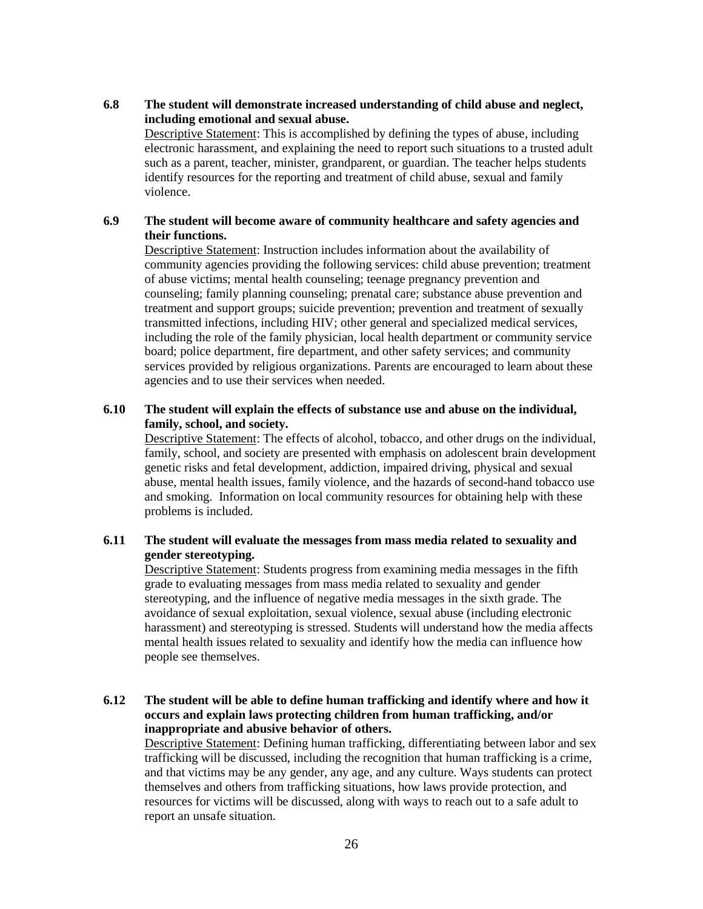**6.8 The student will demonstrate increased understanding of child abuse and neglect, including emotional and sexual abuse.**

Descriptive Statement: This is accomplished by defining the types of abuse, including electronic harassment, and explaining the need to report such situations to a trusted adult such as a parent, teacher, minister, grandparent, or guardian. The teacher helps students identify resources for the reporting and treatment of child abuse, sexual and family violence.

**6.9 The student will become aware of community healthcare and safety agencies and their functions.**

Descriptive Statement: Instruction includes information about the availability of community agencies providing the following services: child abuse prevention; treatment of abuse victims; mental health counseling; teenage pregnancy prevention and counseling; family planning counseling; prenatal care; substance abuse prevention and treatment and support groups; suicide prevention; prevention and treatment of sexually transmitted infections, including HIV; other general and specialized medical services, including the role of the family physician, local health department or community service board; police department, fire department, and other safety services; and community services provided by religious organizations. Parents are encouraged to learn about these agencies and to use their services when needed.

**6.10 The student will explain the effects of substance use and abuse on the individual, family, school, and society.**

Descriptive Statement: The effects of alcohol, tobacco, and other drugs on the individual, family, school, and society are presented with emphasis on adolescent brain development genetic risks and fetal development, addiction, impaired driving, physical and sexual abuse, mental health issues, family violence, and the hazards of second-hand tobacco use and smoking. Information on local community resources for obtaining help with these problems is included.

**6.11 The student will evaluate the messages from mass media related to sexuality and gender stereotyping.**

Descriptive Statement: Students progress from examining media messages in the fifth grade to evaluating messages from mass media related to sexuality and gender stereotyping, and the influence of negative media messages in the sixth grade. The avoidance of sexual exploitation, sexual violence, sexual abuse (including electronic harassment) and stereotyping is stressed. Students will understand how the media affects mental health issues related to sexuality and identify how the media can influence how people see themselves.

**6.12 The student will be able to define human trafficking and identify where and how it occurs and explain laws protecting children from human trafficking, and/or inappropriate and abusive behavior of others.**

Descriptive Statement: Defining human trafficking, differentiating between labor and sex trafficking will be discussed, including the recognition that human trafficking is a crime, and that victims may be any gender, any age, and any culture. Ways students can protect themselves and others from trafficking situations, how laws provide protection, and resources for victims will be discussed, along with ways to reach out to a safe adult to report an unsafe situation.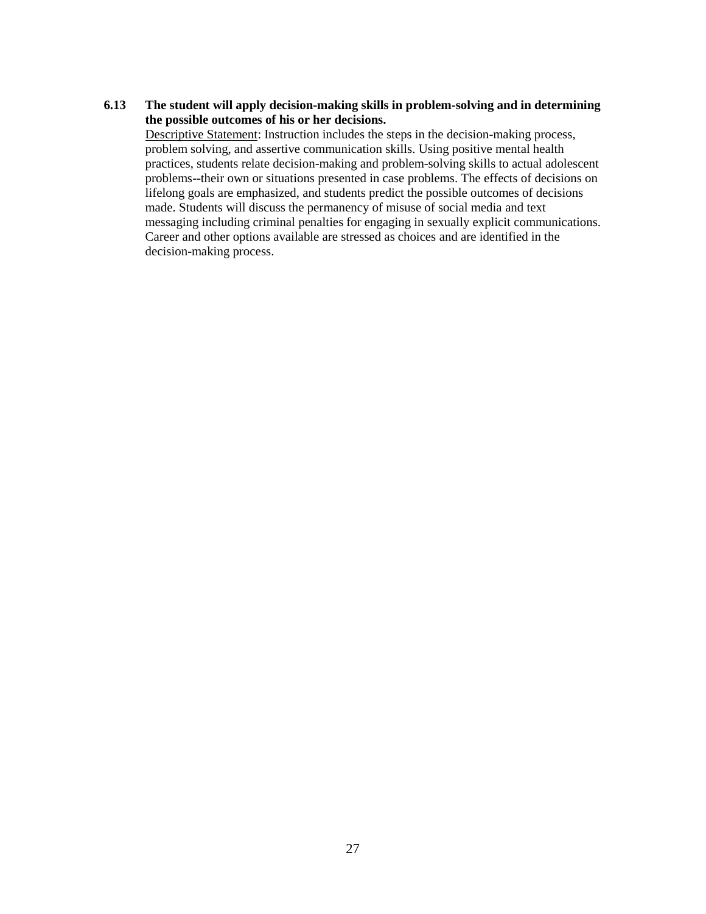**6.13 The student will apply decision-making skills in problem-solving and in determining the possible outcomes of his or her decisions.**

Descriptive Statement: Instruction includes the steps in the decision-making process, problem solving, and assertive communication skills. Using positive mental health practices, students relate decision-making and problem-solving skills to actual adolescent problems--their own or situations presented in case problems. The effects of decisions on lifelong goals are emphasized, and students predict the possible outcomes of decisions made. Students will discuss the permanency of misuse of social media and text messaging including criminal penalties for engaging in sexually explicit communications. Career and other options available are stressed as choices and are identified in the decision-making process.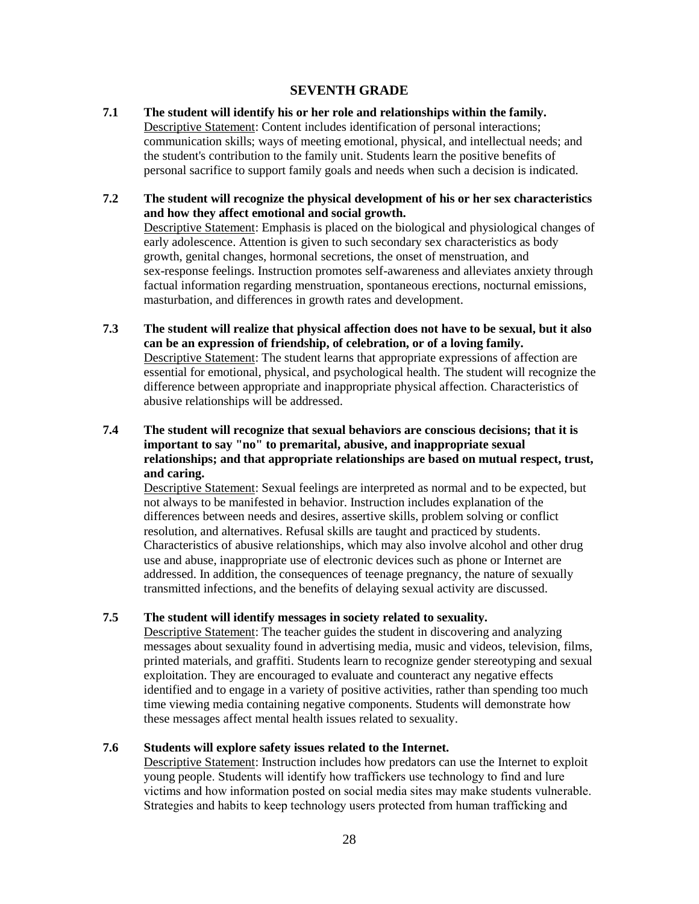## SEVENTH GRADE

**7.1 The student will identify his or her role and relationships within the family.**
Descriptive Statement: Content includes identification of personal interactions; communication skills; ways of meeting emotional, physical, and intellectual needs; and the student's contribution to the family unit. Students learn the positive benefits of personal sacrifice to support family goals and needs when such a decision is indicated.

**7.2 The student will recognize the physical development of his or her sex characteristics and how they affect emotional and social growth.**
Descriptive Statement: Emphasis is placed on the biological and physiological changes of early adolescence. Attention is given to such secondary sex characteristics as body growth, genital changes, hormonal secretions, the onset of menstruation, and sex-response feelings. Instruction promotes self-awareness and alleviates anxiety through factual information regarding menstruation, spontaneous erections, nocturnal emissions, masturbation, and differences in growth rates and development.

**7.3 The student will realize that physical affection does not have to be sexual, but it also can be an expression of friendship, of celebration, or of a loving family.**
Descriptive Statement: The student learns that appropriate expressions of affection are essential for emotional, physical, and psychological health. The student will recognize the difference between appropriate and inappropriate physical affection. Characteristics of abusive relationships will be addressed.

**7.4 The student will recognize that sexual behaviors are conscious decisions; that it is important to say "no" to premarital, abusive, and inappropriate sexual relationships; and that appropriate relationships are based on mutual respect, trust, and caring.**
Descriptive Statement: Sexual feelings are interpreted as normal and to be expected, but not always to be manifested in behavior. Instruction includes explanation of the differences between needs and desires, assertive skills, problem solving or conflict resolution, and alternatives. Refusal skills are taught and practiced by students. Characteristics of abusive relationships, which may also involve alcohol and other drug use and abuse, inappropriate use of electronic devices such as phone or Internet are addressed. In addition, the consequences of teenage pregnancy, the nature of sexually transmitted infections, and the benefits of delaying sexual activity are discussed.

**7.5 The student will identify messages in society related to sexuality.**
Descriptive Statement: The teacher guides the student in discovering and analyzing messages about sexuality found in advertising media, music and videos, television, films, printed materials, and graffiti. Students learn to recognize gender stereotyping and sexual exploitation. They are encouraged to evaluate and counteract any negative effects identified and to engage in a variety of positive activities, rather than spending too much time viewing media containing negative components. Students will demonstrate how these messages affect mental health issues related to sexuality.

**7.6 Students will explore safety issues related to the Internet.**
Descriptive Statement: Instruction includes how predators can use the Internet to exploit young people. Students will identify how traffickers use technology to find and lure victims and how information posted on social media sites may make students vulnerable. Strategies and habits to keep technology users protected from human trafficking and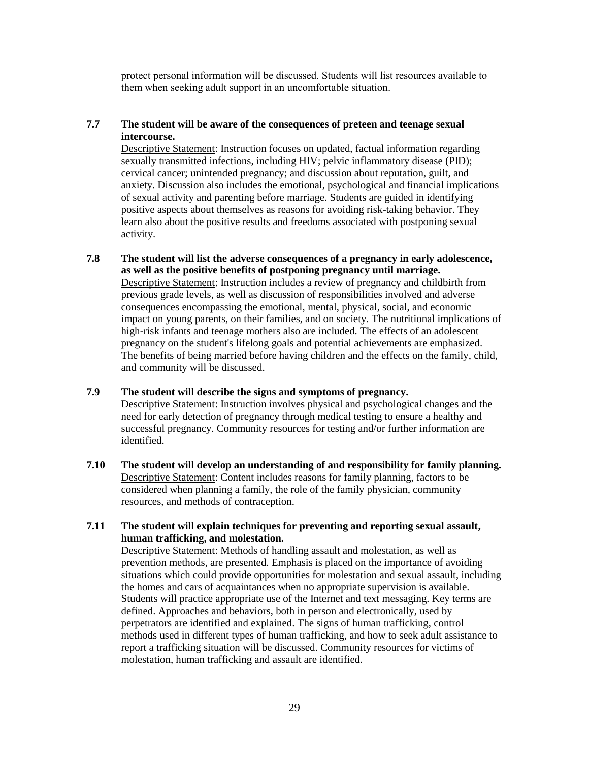protect personal information will be discussed. Students will list resources available to them when seeking adult support in an uncomfortable situation.

**7.7 The student will be aware of the consequences of preteen and teenage sexual intercourse.**

Descriptive Statement: Instruction focuses on updated, factual information regarding sexually transmitted infections, including HIV; pelvic inflammatory disease (PID); cervical cancer; unintended pregnancy; and discussion about reputation, guilt, and anxiety. Discussion also includes the emotional, psychological and financial implications of sexual activity and parenting before marriage. Students are guided in identifying positive aspects about themselves as reasons for avoiding risk-taking behavior. They learn also about the positive results and freedoms associated with postponing sexual activity.

**7.8 The student will list the adverse consequences of a pregnancy in early adolescence, as well as the positive benefits of postponing pregnancy until marriage.**

Descriptive Statement: Instruction includes a review of pregnancy and childbirth from previous grade levels, as well as discussion of responsibilities involved and adverse consequences encompassing the emotional, mental, physical, social, and economic impact on young parents, on their families, and on society. The nutritional implications of high-risk infants and teenage mothers also are included. The effects of an adolescent pregnancy on the student's lifelong goals and potential achievements are emphasized. The benefits of being married before having children and the effects on the family, child, and community will be discussed.

**7.9 The student will describe the signs and symptoms of pregnancy.**

Descriptive Statement: Instruction involves physical and psychological changes and the need for early detection of pregnancy through medical testing to ensure a healthy and successful pregnancy. Community resources for testing and/or further information are identified.

**7.10 The student will develop an understanding of and responsibility for family planning.**

Descriptive Statement: Content includes reasons for family planning, factors to be considered when planning a family, the role of the family physician, community resources, and methods of contraception.

**7.11 The student will explain techniques for preventing and reporting sexual assault, human trafficking, and molestation.**

Descriptive Statement: Methods of handling assault and molestation, as well as prevention methods, are presented. Emphasis is placed on the importance of avoiding situations which could provide opportunities for molestation and sexual assault, including the homes and cars of acquaintances when no appropriate supervision is available. Students will practice appropriate use of the Internet and text messaging. Key terms are defined. Approaches and behaviors, both in person and electronically, used by perpetrators are identified and explained. The signs of human trafficking, control methods used in different types of human trafficking, and how to seek adult assistance to report a trafficking situation will be discussed. Community resources for victims of molestation, human trafficking and assault are identified.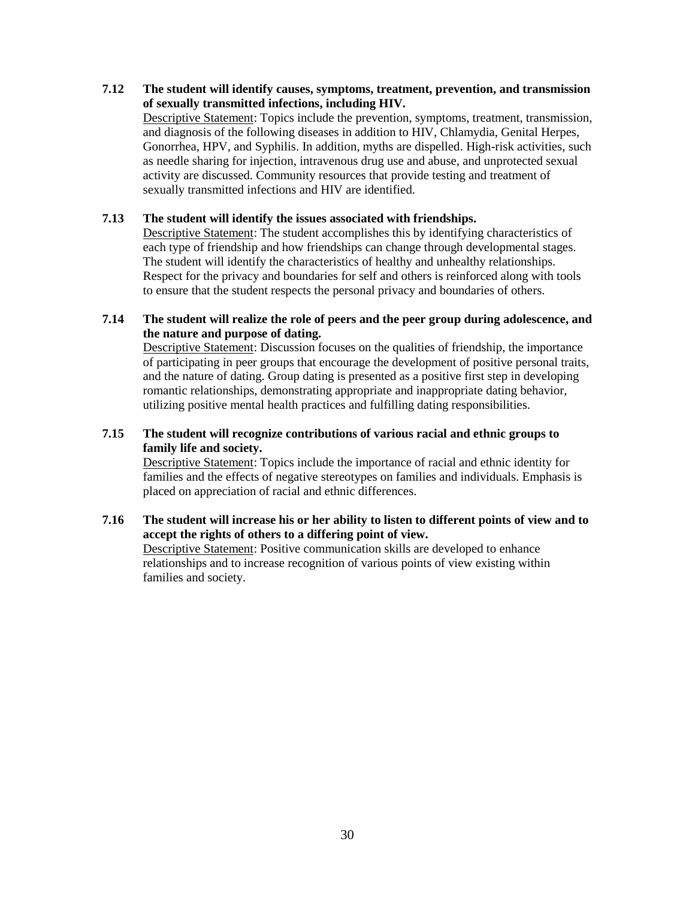**7.12 The student will identify causes, symptoms, treatment, prevention, and transmission of sexually transmitted infections, including HIV.**

Descriptive Statement: Topics include the prevention, symptoms, treatment, transmission, and diagnosis of the following diseases in addition to HIV, Chlamydia, Genital Herpes, Gonorrhea, HPV, and Syphilis. In addition, myths are dispelled. High-risk activities, such as needle sharing for injection, intravenous drug use and abuse, and unprotected sexual activity are discussed. Community resources that provide testing and treatment of sexually transmitted infections and HIV are identified.

**7.13 The student will identify the issues associated with friendships.**

Descriptive Statement: The student accomplishes this by identifying characteristics of each type of friendship and how friendships can change through developmental stages. The student will identify the characteristics of healthy and unhealthy relationships. Respect for the privacy and boundaries for self and others is reinforced along with tools to ensure that the student respects the personal privacy and boundaries of others.

**7.14 The student will realize the role of peers and the peer group during adolescence, and the nature and purpose of dating.**

Descriptive Statement: Discussion focuses on the qualities of friendship, the importance of participating in peer groups that encourage the development of positive personal traits, and the nature of dating. Group dating is presented as a positive first step in developing romantic relationships, demonstrating appropriate and inappropriate dating behavior, utilizing positive mental health practices and fulfilling dating responsibilities.

**7.15 The student will recognize contributions of various racial and ethnic groups to family life and society.**

Descriptive Statement: Topics include the importance of racial and ethnic identity for families and the effects of negative stereotypes on families and individuals. Emphasis is placed on appreciation of racial and ethnic differences.

**7.16 The student will increase his or her ability to listen to different points of view and to accept the rights of others to a differing point of view.**

Descriptive Statement: Positive communication skills are developed to enhance relationships and to increase recognition of various points of view existing within families and society.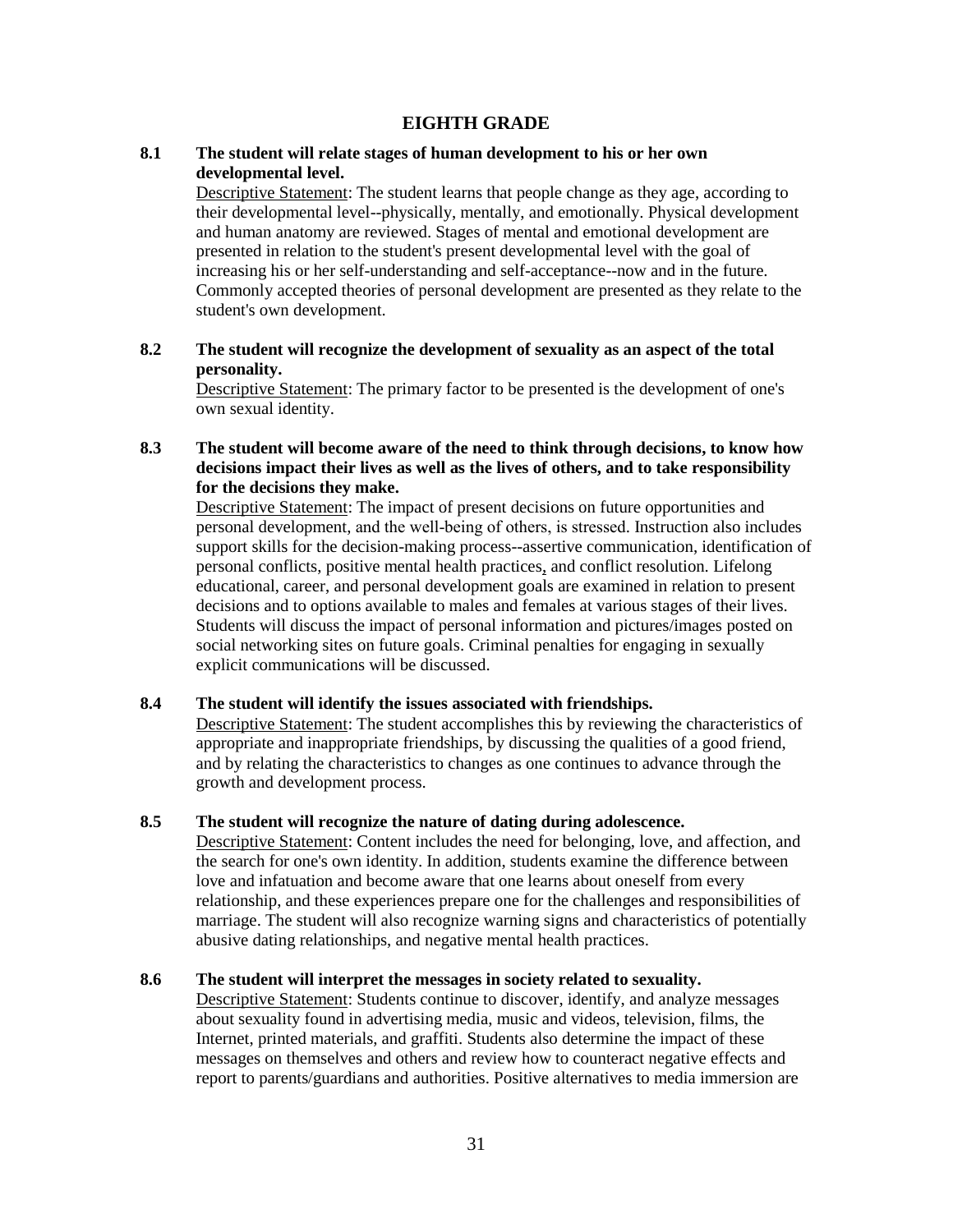## EIGHTH GRADE

**8.1 The student will relate stages of human development to his or her own developmental level.**

Descriptive Statement: The student learns that people change as they age, according to their developmental level--physically, mentally, and emotionally. Physical development and human anatomy are reviewed. Stages of mental and emotional development are presented in relation to the student's present developmental level with the goal of increasing his or her self-understanding and self-acceptance--now and in the future. Commonly accepted theories of personal development are presented as they relate to the student's own development.

**8.2 The student will recognize the development of sexuality as an aspect of the total personality.**

Descriptive Statement: The primary factor to be presented is the development of one's own sexual identity.

**8.3 The student will become aware of the need to think through decisions, to know how decisions impact their lives as well as the lives of others, and to take responsibility for the decisions they make.**

Descriptive Statement: The impact of present decisions on future opportunities and personal development, and the well-being of others, is stressed. Instruction also includes support skills for the decision-making process--assertive communication, identification of personal conflicts, positive mental health practices, and conflict resolution. Lifelong educational, career, and personal development goals are examined in relation to present decisions and to options available to males and females at various stages of their lives. Students will discuss the impact of personal information and pictures/images posted on social networking sites on future goals. Criminal penalties for engaging in sexually explicit communications will be discussed.

**8.4 The student will identify the issues associated with friendships.**

Descriptive Statement: The student accomplishes this by reviewing the characteristics of appropriate and inappropriate friendships, by discussing the qualities of a good friend, and by relating the characteristics to changes as one continues to advance through the growth and development process.

**8.5 The student will recognize the nature of dating during adolescence.**

Descriptive Statement: Content includes the need for belonging, love, and affection, and the search for one's own identity. In addition, students examine the difference between love and infatuation and become aware that one learns about oneself from every relationship, and these experiences prepare one for the challenges and responsibilities of marriage. The student will also recognize warning signs and characteristics of potentially abusive dating relationships, and negative mental health practices.

**8.6 The student will interpret the messages in society related to sexuality.**

Descriptive Statement: Students continue to discover, identify, and analyze messages about sexuality found in advertising media, music and videos, television, films, the Internet, printed materials, and graffiti. Students also determine the impact of these messages on themselves and others and review how to counteract negative effects and report to parents/guardians and authorities. Positive alternatives to media immersion are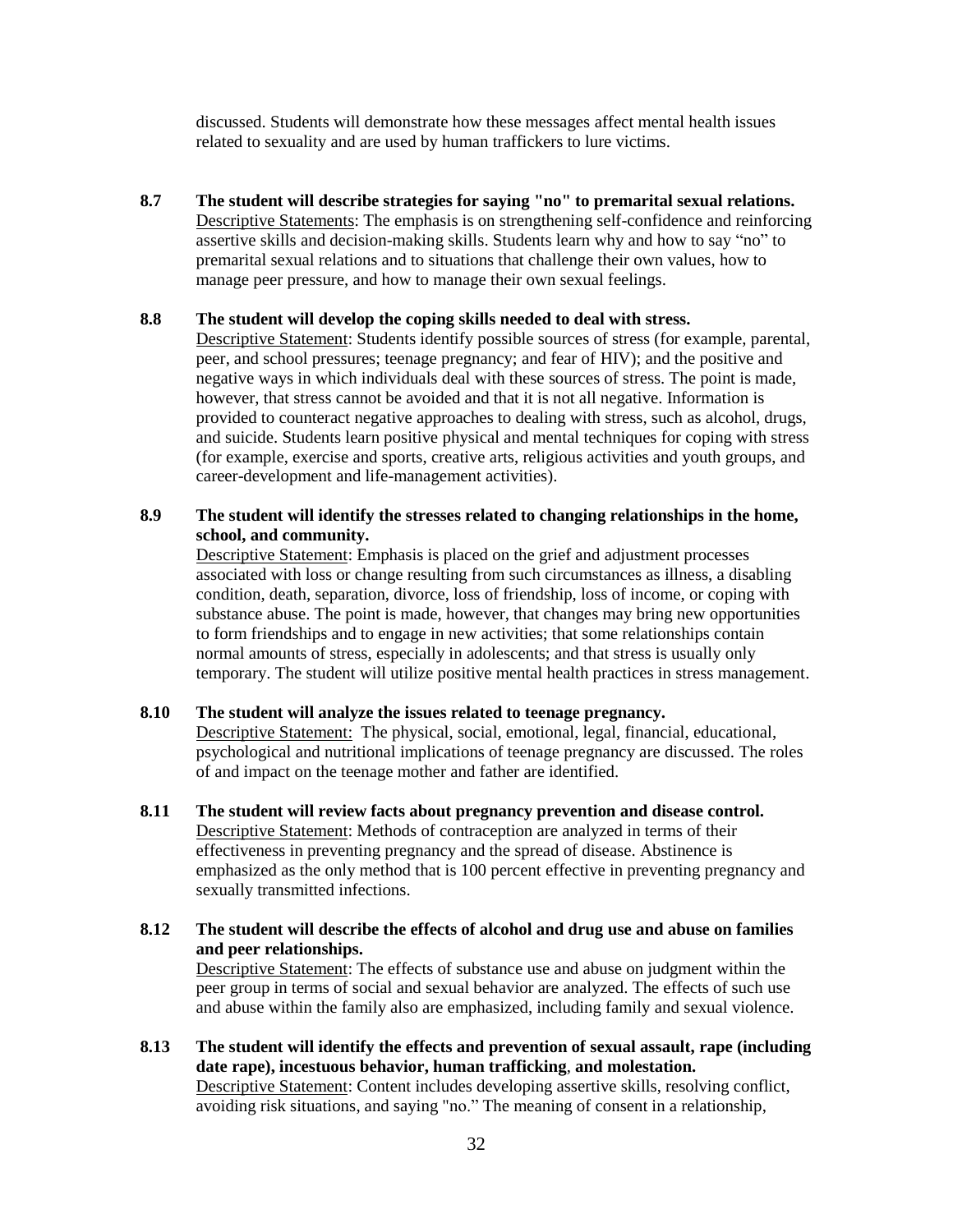discussed. Students will demonstrate how these messages affect mental health issues related to sexuality and are used by human traffickers to lure victims.

**8.7 The student will describe strategies for saying "no" to premarital sexual relations.**
Descriptive Statements: The emphasis is on strengthening self-confidence and reinforcing assertive skills and decision-making skills. Students learn why and how to say "no" to premarital sexual relations and to situations that challenge their own values, how to manage peer pressure, and how to manage their own sexual feelings.

**8.8 The student will develop the coping skills needed to deal with stress.**
Descriptive Statement: Students identify possible sources of stress (for example, parental, peer, and school pressures; teenage pregnancy; and fear of HIV); and the positive and negative ways in which individuals deal with these sources of stress. The point is made, however, that stress cannot be avoided and that it is not all negative. Information is provided to counteract negative approaches to dealing with stress, such as alcohol, drugs, and suicide. Students learn positive physical and mental techniques for coping with stress (for example, exercise and sports, creative arts, religious activities and youth groups, and career-development and life-management activities).

**8.9 The student will identify the stresses related to changing relationships in the home, school, and community.**
Descriptive Statement: Emphasis is placed on the grief and adjustment processes associated with loss or change resulting from such circumstances as illness, a disabling condition, death, separation, divorce, loss of friendship, loss of income, or coping with substance abuse. The point is made, however, that changes may bring new opportunities to form friendships and to engage in new activities; that some relationships contain normal amounts of stress, especially in adolescents; and that stress is usually only temporary. The student will utilize positive mental health practices in stress management.

**8.10 The student will analyze the issues related to teenage pregnancy.**
Descriptive Statement: The physical, social, emotional, legal, financial, educational, psychological and nutritional implications of teenage pregnancy are discussed. The roles of and impact on the teenage mother and father are identified.

**8.11 The student will review facts about pregnancy prevention and disease control.**
Descriptive Statement: Methods of contraception are analyzed in terms of their effectiveness in preventing pregnancy and the spread of disease. Abstinence is emphasized as the only method that is 100 percent effective in preventing pregnancy and sexually transmitted infections.

**8.12 The student will describe the effects of alcohol and drug use and abuse on families and peer relationships.**
Descriptive Statement: The effects of substance use and abuse on judgment within the peer group in terms of social and sexual behavior are analyzed. The effects of such use and abuse within the family also are emphasized, including family and sexual violence.

**8.13 The student will identify the effects and prevention of sexual assault, rape (including date rape), incestuous behavior, human trafficking, and molestation.**
Descriptive Statement: Content includes developing assertive skills, resolving conflict, avoiding risk situations, and saying "no." The meaning of consent in a relationship,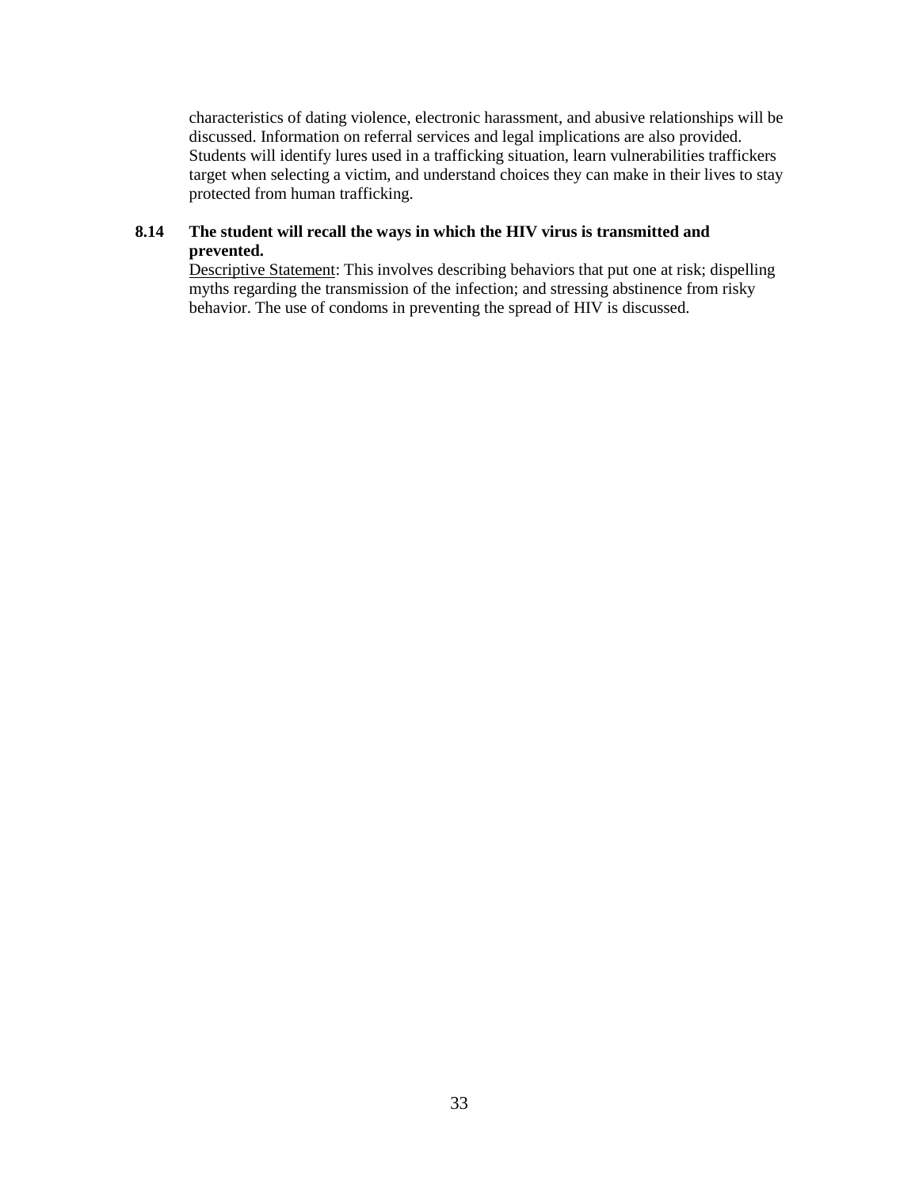characteristics of dating violence, electronic harassment, and abusive relationships will be discussed. Information on referral services and legal implications are also provided. Students will identify lures used in a trafficking situation, learn vulnerabilities traffickers target when selecting a victim, and understand choices they can make in their lives to stay protected from human trafficking.

**8.14 The student will recall the ways in which the HIV virus is transmitted and prevented.**

Descriptive Statement: This involves describing behaviors that put one at risk; dispelling myths regarding the transmission of the infection; and stressing abstinence from risky behavior. The use of condoms in preventing the spread of HIV is discussed.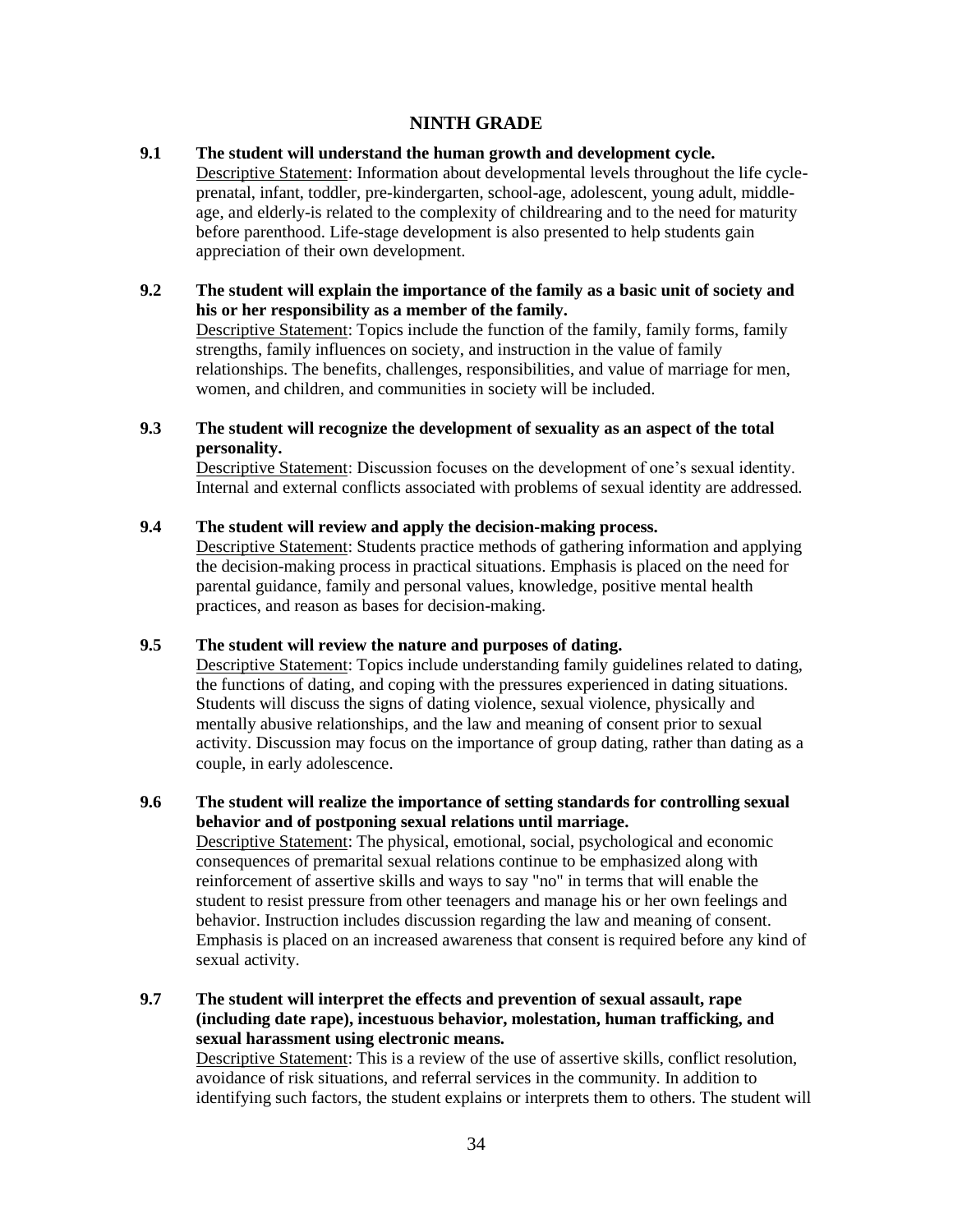## NINTH GRADE

**9.1 The student will understand the human growth and development cycle.**
Descriptive Statement: Information about developmental levels throughout the life cycle-prenatal, infant, toddler, pre-kindergarten, school-age, adolescent, young adult, middle-age, and elderly-is related to the complexity of childrearing and to the need for maturity before parenthood. Life-stage development is also presented to help students gain appreciation of their own development.

**9.2 The student will explain the importance of the family as a basic unit of society and his or her responsibility as a member of the family.**
Descriptive Statement: Topics include the function of the family, family forms, family strengths, family influences on society, and instruction in the value of family relationships. The benefits, challenges, responsibilities, and value of marriage for men, women, and children, and communities in society will be included.

**9.3 The student will recognize the development of sexuality as an aspect of the total personality.**
Descriptive Statement: Discussion focuses on the development of one's sexual identity. Internal and external conflicts associated with problems of sexual identity are addressed.

**9.4 The student will review and apply the decision-making process.**
Descriptive Statement: Students practice methods of gathering information and applying the decision-making process in practical situations. Emphasis is placed on the need for parental guidance, family and personal values, knowledge, positive mental health practices, and reason as bases for decision-making.

**9.5 The student will review the nature and purposes of dating.**
Descriptive Statement: Topics include understanding family guidelines related to dating, the functions of dating, and coping with the pressures experienced in dating situations. Students will discuss the signs of dating violence, sexual violence, physically and mentally abusive relationships, and the law and meaning of consent prior to sexual activity. Discussion may focus on the importance of group dating, rather than dating as a couple, in early adolescence.

**9.6 The student will realize the importance of setting standards for controlling sexual behavior and of postponing sexual relations until marriage.**
Descriptive Statement: The physical, emotional, social, psychological and economic consequences of premarital sexual relations continue to be emphasized along with reinforcement of assertive skills and ways to say "no" in terms that will enable the student to resist pressure from other teenagers and manage his or her own feelings and behavior. Instruction includes discussion regarding the law and meaning of consent. Emphasis is placed on an increased awareness that consent is required before any kind of sexual activity.

**9.7 The student will interpret the effects and prevention of sexual assault, rape (including date rape), incestuous behavior, molestation, human trafficking, and sexual harassment using electronic means.**
Descriptive Statement: This is a review of the use of assertive skills, conflict resolution, avoidance of risk situations, and referral services in the community. In addition to identifying such factors, the student explains or interprets them to others. The student will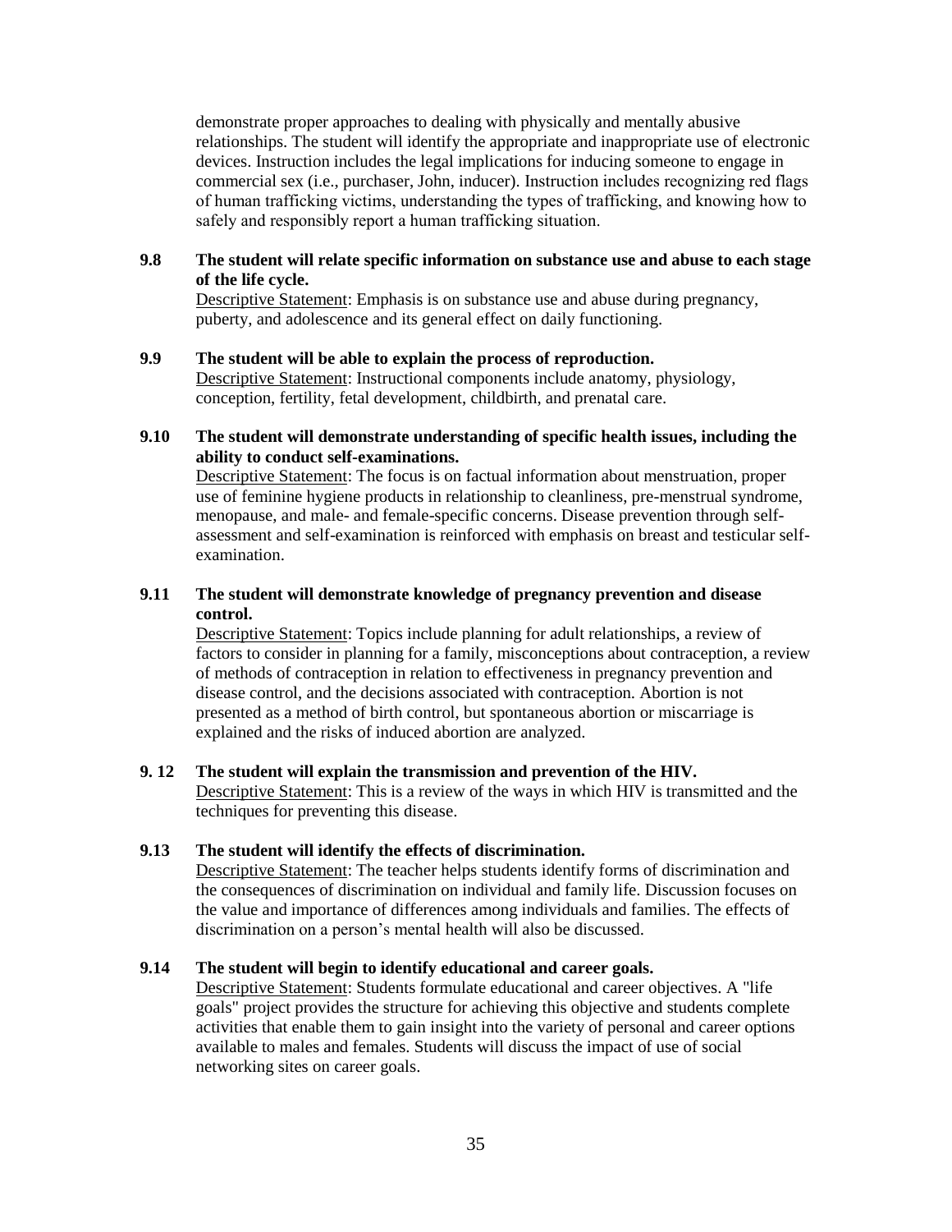demonstrate proper approaches to dealing with physically and mentally abusive relationships. The student will identify the appropriate and inappropriate use of electronic devices. Instruction includes the legal implications for inducing someone to engage in commercial sex (i.e., purchaser, John, inducer). Instruction includes recognizing red flags of human trafficking victims, understanding the types of trafficking, and knowing how to safely and responsibly report a human trafficking situation.

**9.8 The student will relate specific information on substance use and abuse to each stage of the life cycle.**

Descriptive Statement: Emphasis is on substance use and abuse during pregnancy, puberty, and adolescence and its general effect on daily functioning.

**9.9 The student will be able to explain the process of reproduction.**

Descriptive Statement: Instructional components include anatomy, physiology, conception, fertility, fetal development, childbirth, and prenatal care.

**9.10 The student will demonstrate understanding of specific health issues, including the ability to conduct self-examinations.**

Descriptive Statement: The focus is on factual information about menstruation, proper use of feminine hygiene products in relationship to cleanliness, pre-menstrual syndrome, menopause, and male- and female-specific concerns. Disease prevention through self-assessment and self-examination is reinforced with emphasis on breast and testicular self-examination.

**9.11 The student will demonstrate knowledge of pregnancy prevention and disease control.**

Descriptive Statement: Topics include planning for adult relationships, a review of factors to consider in planning for a family, misconceptions about contraception, a review of methods of contraception in relation to effectiveness in pregnancy prevention and disease control, and the decisions associated with contraception. Abortion is not presented as a method of birth control, but spontaneous abortion or miscarriage is explained and the risks of induced abortion are analyzed.

**9. 12 The student will explain the transmission and prevention of the HIV.**

Descriptive Statement: This is a review of the ways in which HIV is transmitted and the techniques for preventing this disease.

**9.13 The student will identify the effects of discrimination.**

Descriptive Statement: The teacher helps students identify forms of discrimination and the consequences of discrimination on individual and family life. Discussion focuses on the value and importance of differences among individuals and families. The effects of discrimination on a person's mental health will also be discussed.

**9.14 The student will begin to identify educational and career goals.**

Descriptive Statement: Students formulate educational and career objectives. A "life goals" project provides the structure for achieving this objective and students complete activities that enable them to gain insight into the variety of personal and career options available to males and females. Students will discuss the impact of use of social networking sites on career goals.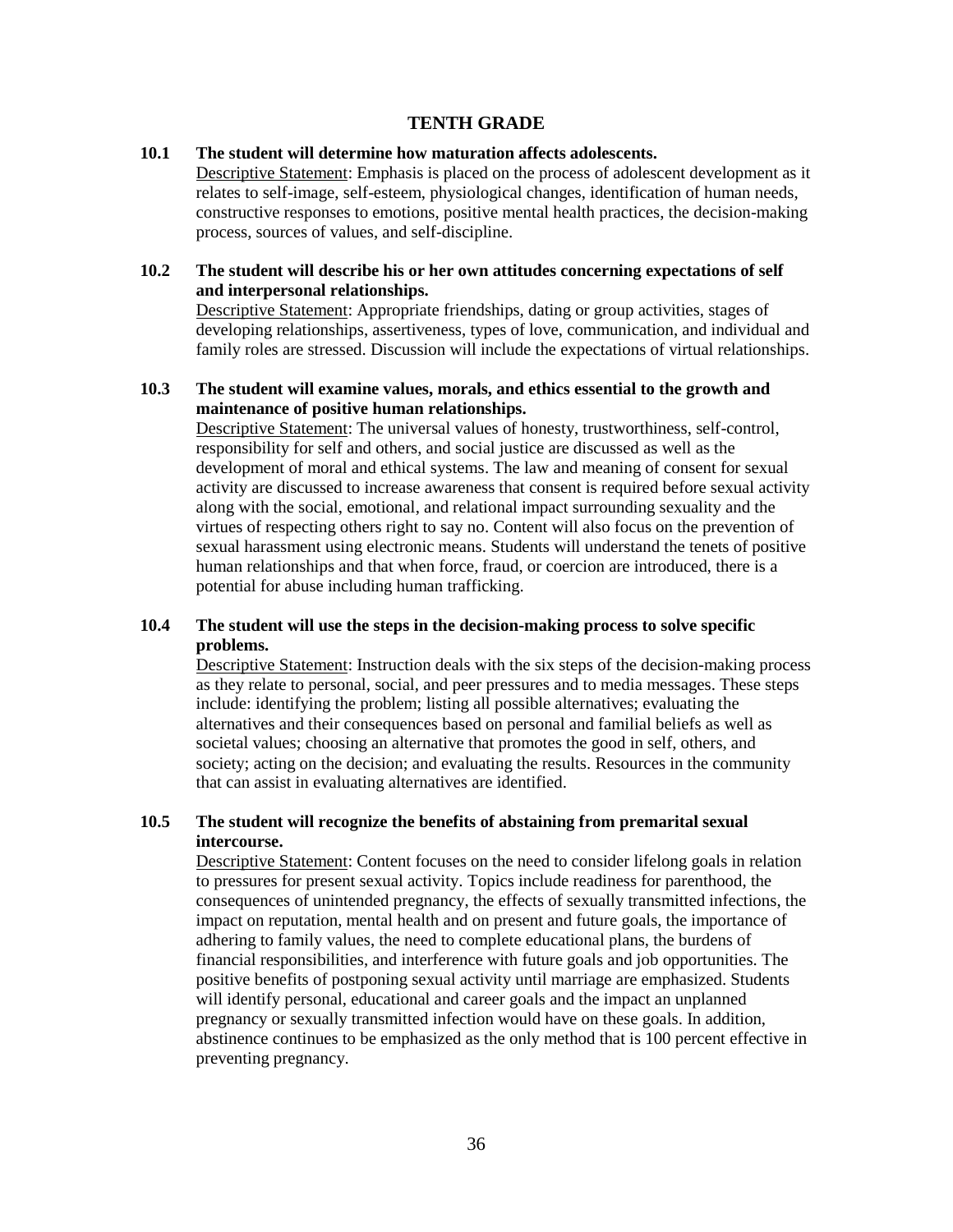## TENTH GRADE

**10.1 The student will determine how maturation affects adolescents.**

Descriptive Statement: Emphasis is placed on the process of adolescent development as it relates to self-image, self-esteem, physiological changes, identification of human needs, constructive responses to emotions, positive mental health practices, the decision-making process, sources of values, and self-discipline.

**10.2 The student will describe his or her own attitudes concerning expectations of self and interpersonal relationships.**

Descriptive Statement: Appropriate friendships, dating or group activities, stages of developing relationships, assertiveness, types of love, communication, and individual and family roles are stressed. Discussion will include the expectations of virtual relationships.

**10.3 The student will examine values, morals, and ethics essential to the growth and maintenance of positive human relationships.**

Descriptive Statement: The universal values of honesty, trustworthiness, self-control, responsibility for self and others, and social justice are discussed as well as the development of moral and ethical systems. The law and meaning of consent for sexual activity are discussed to increase awareness that consent is required before sexual activity along with the social, emotional, and relational impact surrounding sexuality and the virtues of respecting others right to say no. Content will also focus on the prevention of sexual harassment using electronic means. Students will understand the tenets of positive human relationships and that when force, fraud, or coercion are introduced, there is a potential for abuse including human trafficking.

**10.4 The student will use the steps in the decision-making process to solve specific problems.**

Descriptive Statement: Instruction deals with the six steps of the decision-making process as they relate to personal, social, and peer pressures and to media messages. These steps include: identifying the problem; listing all possible alternatives; evaluating the alternatives and their consequences based on personal and familial beliefs as well as societal values; choosing an alternative that promotes the good in self, others, and society; acting on the decision; and evaluating the results. Resources in the community that can assist in evaluating alternatives are identified.

**10.5 The student will recognize the benefits of abstaining from premarital sexual intercourse.**

Descriptive Statement: Content focuses on the need to consider lifelong goals in relation to pressures for present sexual activity. Topics include readiness for parenthood, the consequences of unintended pregnancy, the effects of sexually transmitted infections, the impact on reputation, mental health and on present and future goals, the importance of adhering to family values, the need to complete educational plans, the burdens of financial responsibilities, and interference with future goals and job opportunities. The positive benefits of postponing sexual activity until marriage are emphasized. Students will identify personal, educational and career goals and the impact an unplanned pregnancy or sexually transmitted infection would have on these goals. In addition, abstinence continues to be emphasized as the only method that is 100 percent effective in preventing pregnancy.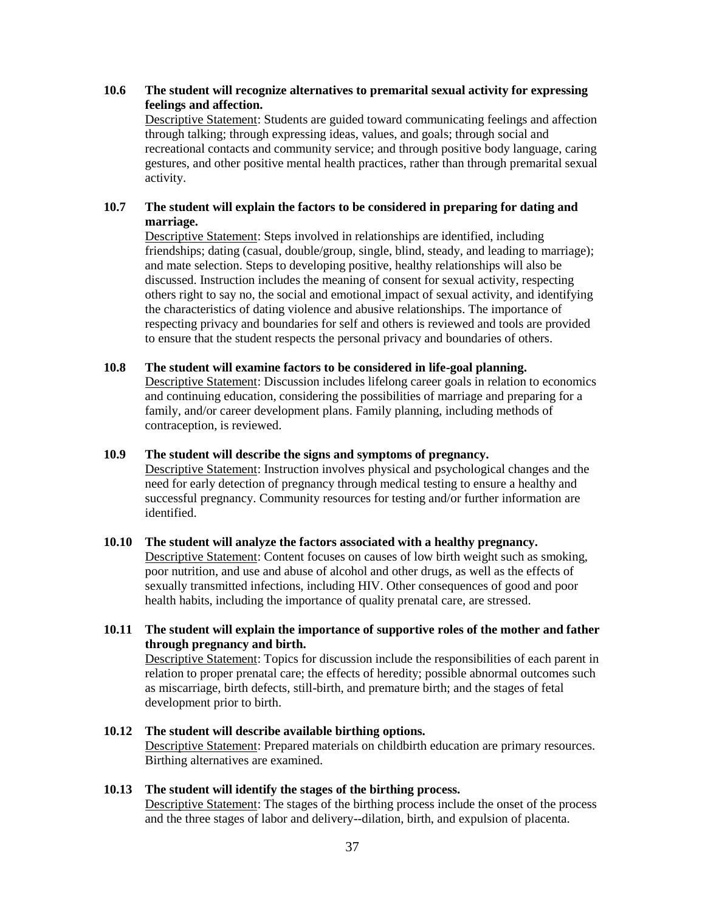**10.6 The student will recognize alternatives to premarital sexual activity for expressing feelings and affection.**

Descriptive Statement: Students are guided toward communicating feelings and affection through talking; through expressing ideas, values, and goals; through social and recreational contacts and community service; and through positive body language, caring gestures, and other positive mental health practices, rather than through premarital sexual activity.

**10.7 The student will explain the factors to be considered in preparing for dating and marriage.**

Descriptive Statement: Steps involved in relationships are identified, including friendships; dating (casual, double/group, single, blind, steady, and leading to marriage); and mate selection. Steps to developing positive, healthy relationships will also be discussed. Instruction includes the meaning of consent for sexual activity, respecting others right to say no, the social and emotional impact of sexual activity, and identifying the characteristics of dating violence and abusive relationships. The importance of respecting privacy and boundaries for self and others is reviewed and tools are provided to ensure that the student respects the personal privacy and boundaries of others.

**10.8 The student will examine factors to be considered in life-goal planning.**

Descriptive Statement: Discussion includes lifelong career goals in relation to economics and continuing education, considering the possibilities of marriage and preparing for a family, and/or career development plans. Family planning, including methods of contraception, is reviewed.

**10.9 The student will describe the signs and symptoms of pregnancy.**

Descriptive Statement: Instruction involves physical and psychological changes and the need for early detection of pregnancy through medical testing to ensure a healthy and successful pregnancy. Community resources for testing and/or further information are identified.

**10.10 The student will analyze the factors associated with a healthy pregnancy.**

Descriptive Statement: Content focuses on causes of low birth weight such as smoking, poor nutrition, and use and abuse of alcohol and other drugs, as well as the effects of sexually transmitted infections, including HIV. Other consequences of good and poor health habits, including the importance of quality prenatal care, are stressed.

**10.11 The student will explain the importance of supportive roles of the mother and father through pregnancy and birth.**

Descriptive Statement: Topics for discussion include the responsibilities of each parent in relation to proper prenatal care; the effects of heredity; possible abnormal outcomes such as miscarriage, birth defects, still-birth, and premature birth; and the stages of fetal development prior to birth.

**10.12 The student will describe available birthing options.**

Descriptive Statement: Prepared materials on childbirth education are primary resources. Birthing alternatives are examined.

**10.13 The student will identify the stages of the birthing process.**

Descriptive Statement: The stages of the birthing process include the onset of the process and the three stages of labor and delivery--dilation, birth, and expulsion of placenta.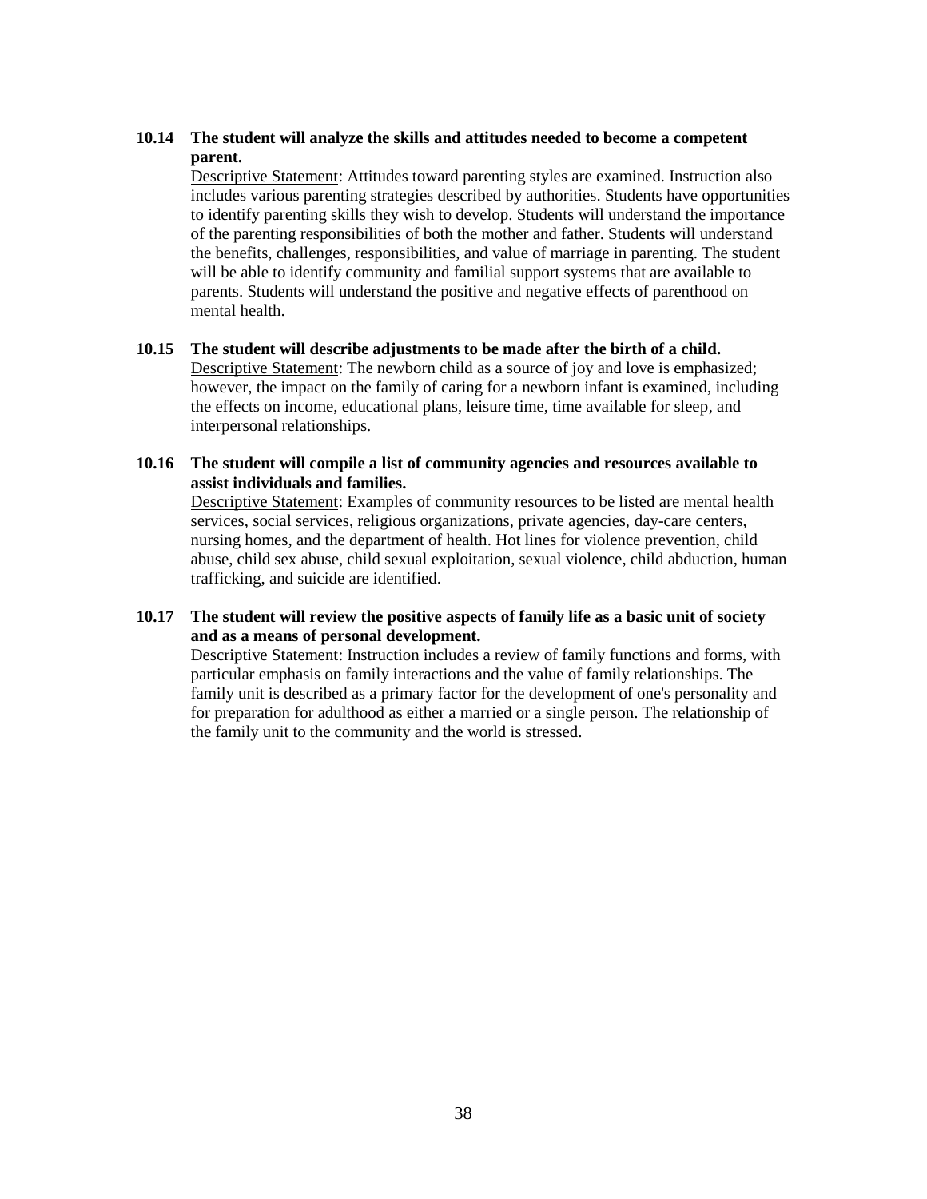**10.14 The student will analyze the skills and attitudes needed to become a competent parent.**

Descriptive Statement: Attitudes toward parenting styles are examined. Instruction also includes various parenting strategies described by authorities. Students have opportunities to identify parenting skills they wish to develop. Students will understand the importance of the parenting responsibilities of both the mother and father. Students will understand the benefits, challenges, responsibilities, and value of marriage in parenting. The student will be able to identify community and familial support systems that are available to parents. Students will understand the positive and negative effects of parenthood on mental health.

**10.15 The student will describe adjustments to be made after the birth of a child.**

Descriptive Statement: The newborn child as a source of joy and love is emphasized; however, the impact on the family of caring for a newborn infant is examined, including the effects on income, educational plans, leisure time, time available for sleep, and interpersonal relationships.

**10.16 The student will compile a list of community agencies and resources available to assist individuals and families.**

Descriptive Statement: Examples of community resources to be listed are mental health services, social services, religious organizations, private agencies, day-care centers, nursing homes, and the department of health. Hot lines for violence prevention, child abuse, child sex abuse, child sexual exploitation, sexual violence, child abduction, human trafficking, and suicide are identified.

**10.17 The student will review the positive aspects of family life as a basic unit of society and as a means of personal development.**

Descriptive Statement: Instruction includes a review of family functions and forms, with particular emphasis on family interactions and the value of family relationships. The family unit is described as a primary factor for the development of one's personality and for preparation for adulthood as either a married or a single person. The relationship of the family unit to the community and the world is stressed.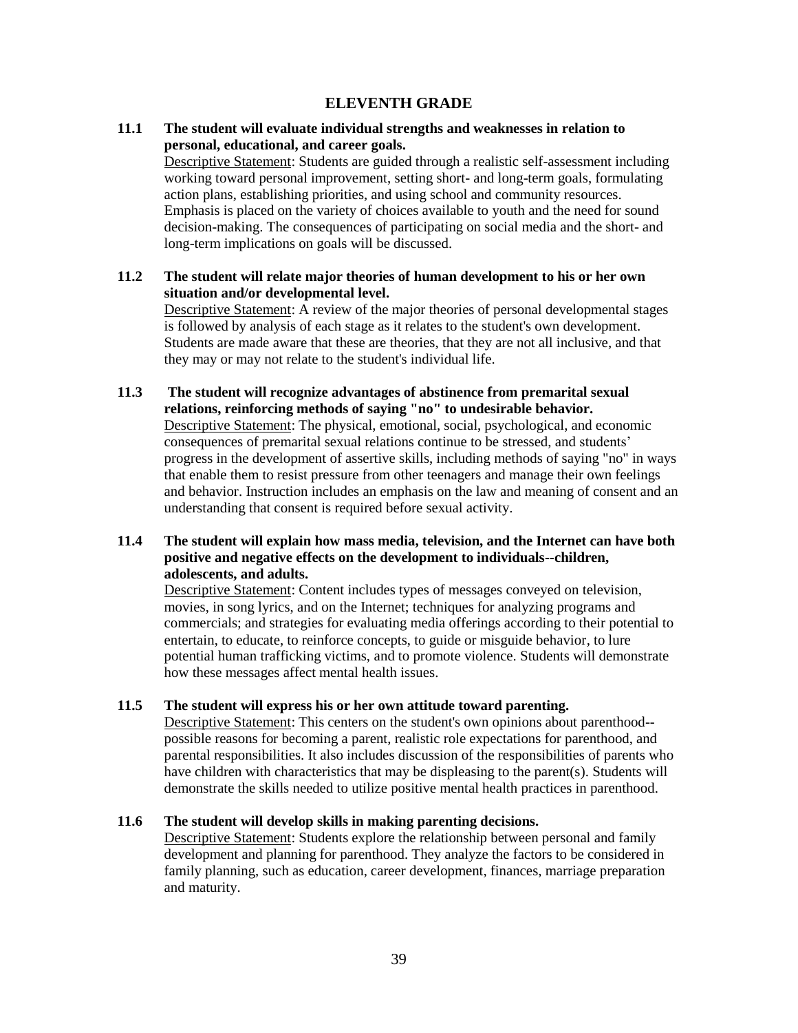## ELEVENTH GRADE

**11.1 The student will evaluate individual strengths and weaknesses in relation to personal, educational, and career goals.**

Descriptive Statement: Students are guided through a realistic self-assessment including working toward personal improvement, setting short- and long-term goals, formulating action plans, establishing priorities, and using school and community resources. Emphasis is placed on the variety of choices available to youth and the need for sound decision-making. The consequences of participating on social media and the short- and long-term implications on goals will be discussed.

**11.2 The student will relate major theories of human development to his or her own situation and/or developmental level.**

Descriptive Statement: A review of the major theories of personal developmental stages is followed by analysis of each stage as it relates to the student's own development. Students are made aware that these are theories, that they are not all inclusive, and that they may or may not relate to the student's individual life.

**11.3 The student will recognize advantages of abstinence from premarital sexual relations, reinforcing methods of saying "no" to undesirable behavior.**

Descriptive Statement: The physical, emotional, social, psychological, and economic consequences of premarital sexual relations continue to be stressed, and students' progress in the development of assertive skills, including methods of saying "no" in ways that enable them to resist pressure from other teenagers and manage their own feelings and behavior. Instruction includes an emphasis on the law and meaning of consent and an understanding that consent is required before sexual activity.

**11.4 The student will explain how mass media, television, and the Internet can have both positive and negative effects on the development to individuals--children, adolescents, and adults.**

Descriptive Statement: Content includes types of messages conveyed on television, movies, in song lyrics, and on the Internet; techniques for analyzing programs and commercials; and strategies for evaluating media offerings according to their potential to entertain, to educate, to reinforce concepts, to guide or misguide behavior, to lure potential human trafficking victims, and to promote violence. Students will demonstrate how these messages affect mental health issues.

**11.5 The student will express his or her own attitude toward parenting.**

Descriptive Statement: This centers on the student's own opinions about parenthood--possible reasons for becoming a parent, realistic role expectations for parenthood, and parental responsibilities. It also includes discussion of the responsibilities of parents who have children with characteristics that may be displeasing to the parent(s). Students will demonstrate the skills needed to utilize positive mental health practices in parenthood.

**11.6 The student will develop skills in making parenting decisions.**

Descriptive Statement: Students explore the relationship between personal and family development and planning for parenthood. They analyze the factors to be considered in family planning, such as education, career development, finances, marriage preparation and maturity.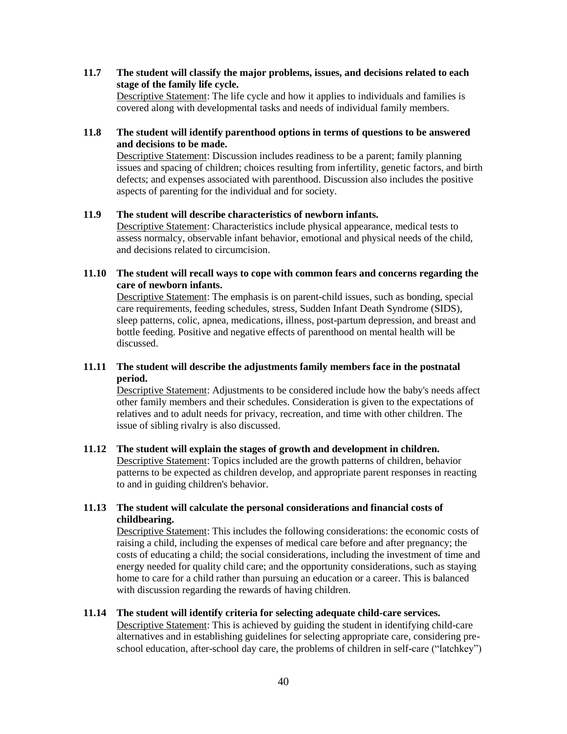**11.7 The student will classify the major problems, issues, and decisions related to each stage of the family life cycle.**

Descriptive Statement: The life cycle and how it applies to individuals and families is covered along with developmental tasks and needs of individual family members.

**11.8 The student will identify parenthood options in terms of questions to be answered and decisions to be made.**

Descriptive Statement: Discussion includes readiness to be a parent; family planning issues and spacing of children; choices resulting from infertility, genetic factors, and birth defects; and expenses associated with parenthood. Discussion also includes the positive aspects of parenting for the individual and for society.

**11.9 The student will describe characteristics of newborn infants.**

Descriptive Statement: Characteristics include physical appearance, medical tests to assess normalcy, observable infant behavior, emotional and physical needs of the child, and decisions related to circumcision.

**11.10 The student will recall ways to cope with common fears and concerns regarding the care of newborn infants.**

Descriptive Statement: The emphasis is on parent-child issues, such as bonding, special care requirements, feeding schedules, stress, Sudden Infant Death Syndrome (SIDS), sleep patterns, colic, apnea, medications, illness, post-partum depression, and breast and bottle feeding. Positive and negative effects of parenthood on mental health will be discussed.

**11.11 The student will describe the adjustments family members face in the postnatal period.**

Descriptive Statement: Adjustments to be considered include how the baby's needs affect other family members and their schedules. Consideration is given to the expectations of relatives and to adult needs for privacy, recreation, and time with other children. The issue of sibling rivalry is also discussed.

**11.12 The student will explain the stages of growth and development in children.**

Descriptive Statement: Topics included are the growth patterns of children, behavior patterns to be expected as children develop, and appropriate parent responses in reacting to and in guiding children's behavior.

**11.13 The student will calculate the personal considerations and financial costs of childbearing.**

Descriptive Statement: This includes the following considerations: the economic costs of raising a child, including the expenses of medical care before and after pregnancy; the costs of educating a child; the social considerations, including the investment of time and energy needed for quality child care; and the opportunity considerations, such as staying home to care for a child rather than pursuing an education or a career. This is balanced with discussion regarding the rewards of having children.

**11.14 The student will identify criteria for selecting adequate child-care services.**

Descriptive Statement: This is achieved by guiding the student in identifying child-care alternatives and in establishing guidelines for selecting appropriate care, considering pre-school education, after-school day care, the problems of children in self-care ("latchkey")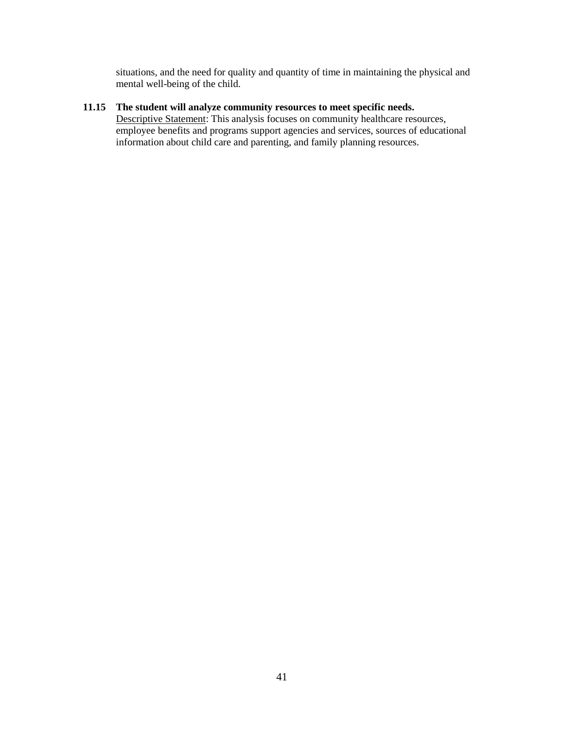situations, and the need for quality and quantity of time in maintaining the physical and mental well-being of the child.

**11.15 The student will analyze community resources to meet specific needs.**
Descriptive Statement: This analysis focuses on community healthcare resources, employee benefits and programs support agencies and services, sources of educational information about child care and parenting, and family planning resources.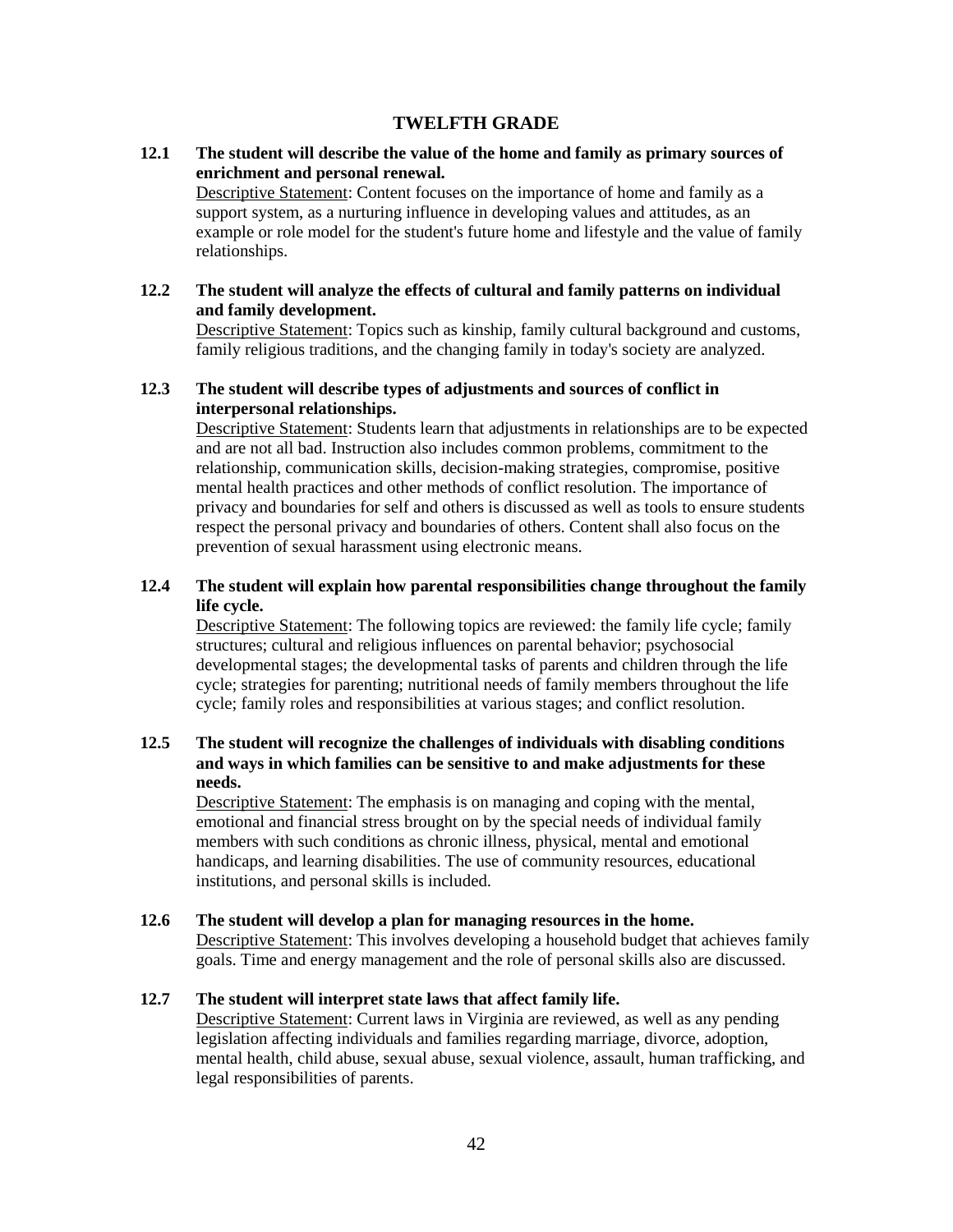## TWELFTH GRADE

**12.1 The student will describe the value of the home and family as primary sources of enrichment and personal renewal.**

Descriptive Statement: Content focuses on the importance of home and family as a support system, as a nurturing influence in developing values and attitudes, as an example or role model for the student's future home and lifestyle and the value of family relationships.

**12.2 The student will analyze the effects of cultural and family patterns on individual and family development.**

Descriptive Statement: Topics such as kinship, family cultural background and customs, family religious traditions, and the changing family in today's society are analyzed.

**12.3 The student will describe types of adjustments and sources of conflict in interpersonal relationships.**

Descriptive Statement: Students learn that adjustments in relationships are to be expected and are not all bad. Instruction also includes common problems, commitment to the relationship, communication skills, decision-making strategies, compromise, positive mental health practices and other methods of conflict resolution. The importance of privacy and boundaries for self and others is discussed as well as tools to ensure students respect the personal privacy and boundaries of others. Content shall also focus on the prevention of sexual harassment using electronic means.

**12.4 The student will explain how parental responsibilities change throughout the family life cycle.**

Descriptive Statement: The following topics are reviewed: the family life cycle; family structures; cultural and religious influences on parental behavior; psychosocial developmental stages; the developmental tasks of parents and children through the life cycle; strategies for parenting; nutritional needs of family members throughout the life cycle; family roles and responsibilities at various stages; and conflict resolution.

**12.5 The student will recognize the challenges of individuals with disabling conditions and ways in which families can be sensitive to and make adjustments for these needs.**

Descriptive Statement: The emphasis is on managing and coping with the mental, emotional and financial stress brought on by the special needs of individual family members with such conditions as chronic illness, physical, mental and emotional handicaps, and learning disabilities. The use of community resources, educational institutions, and personal skills is included.

**12.6 The student will develop a plan for managing resources in the home.**

Descriptive Statement: This involves developing a household budget that achieves family goals. Time and energy management and the role of personal skills also are discussed.

**12.7 The student will interpret state laws that affect family life.**

Descriptive Statement: Current laws in Virginia are reviewed, as well as any pending legislation affecting individuals and families regarding marriage, divorce, adoption, mental health, child abuse, sexual abuse, sexual violence, assault, human trafficking, and legal responsibilities of parents.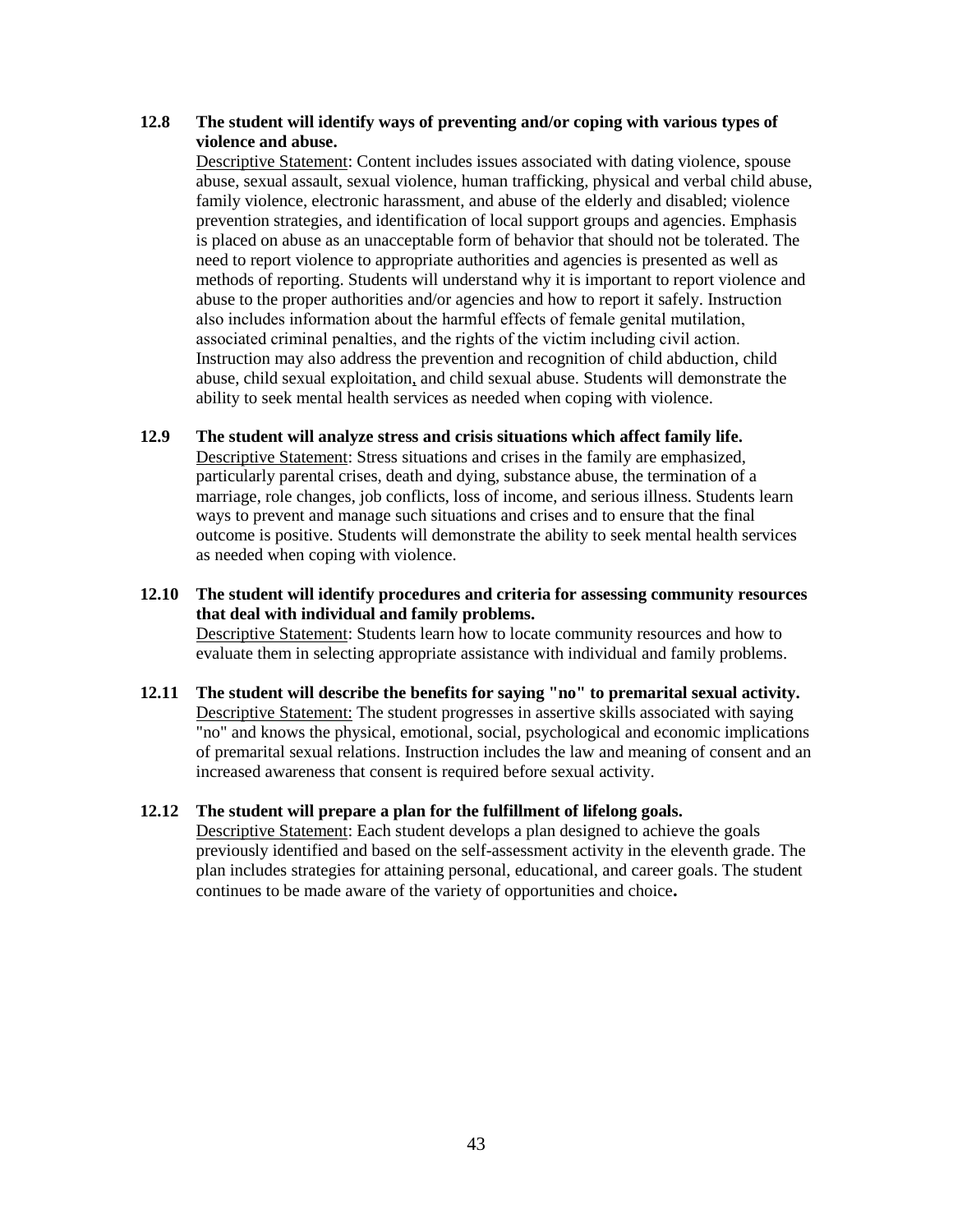**12.8 The student will identify ways of preventing and/or coping with various types of violence and abuse.**

Descriptive Statement: Content includes issues associated with dating violence, spouse abuse, sexual assault, sexual violence, human trafficking, physical and verbal child abuse, family violence, electronic harassment, and abuse of the elderly and disabled; violence prevention strategies, and identification of local support groups and agencies. Emphasis is placed on abuse as an unacceptable form of behavior that should not be tolerated. The need to report violence to appropriate authorities and agencies is presented as well as methods of reporting. Students will understand why it is important to report violence and abuse to the proper authorities and/or agencies and how to report it safely. Instruction also includes information about the harmful effects of female genital mutilation, associated criminal penalties, and the rights of the victim including civil action. Instruction may also address the prevention and recognition of child abduction, child abuse, child sexual exploitation, and child sexual abuse. Students will demonstrate the ability to seek mental health services as needed when coping with violence.

**12.9 The student will analyze stress and crisis situations which affect family life.**

Descriptive Statement: Stress situations and crises in the family are emphasized, particularly parental crises, death and dying, substance abuse, the termination of a marriage, role changes, job conflicts, loss of income, and serious illness. Students learn ways to prevent and manage such situations and crises and to ensure that the final outcome is positive. Students will demonstrate the ability to seek mental health services as needed when coping with violence.

**12.10 The student will identify procedures and criteria for assessing community resources that deal with individual and family problems.**

Descriptive Statement: Students learn how to locate community resources and how to evaluate them in selecting appropriate assistance with individual and family problems.

**12.11 The student will describe the benefits for saying "no" to premarital sexual activity.**

Descriptive Statement: The student progresses in assertive skills associated with saying "no" and knows the physical, emotional, social, psychological and economic implications of premarital sexual relations. Instruction includes the law and meaning of consent and an increased awareness that consent is required before sexual activity.

**12.12 The student will prepare a plan for the fulfillment of lifelong goals.**

Descriptive Statement: Each student develops a plan designed to achieve the goals previously identified and based on the self-assessment activity in the eleventh grade. The plan includes strategies for attaining personal, educational, and career goals. The student continues to be made aware of the variety of opportunities and choice**.**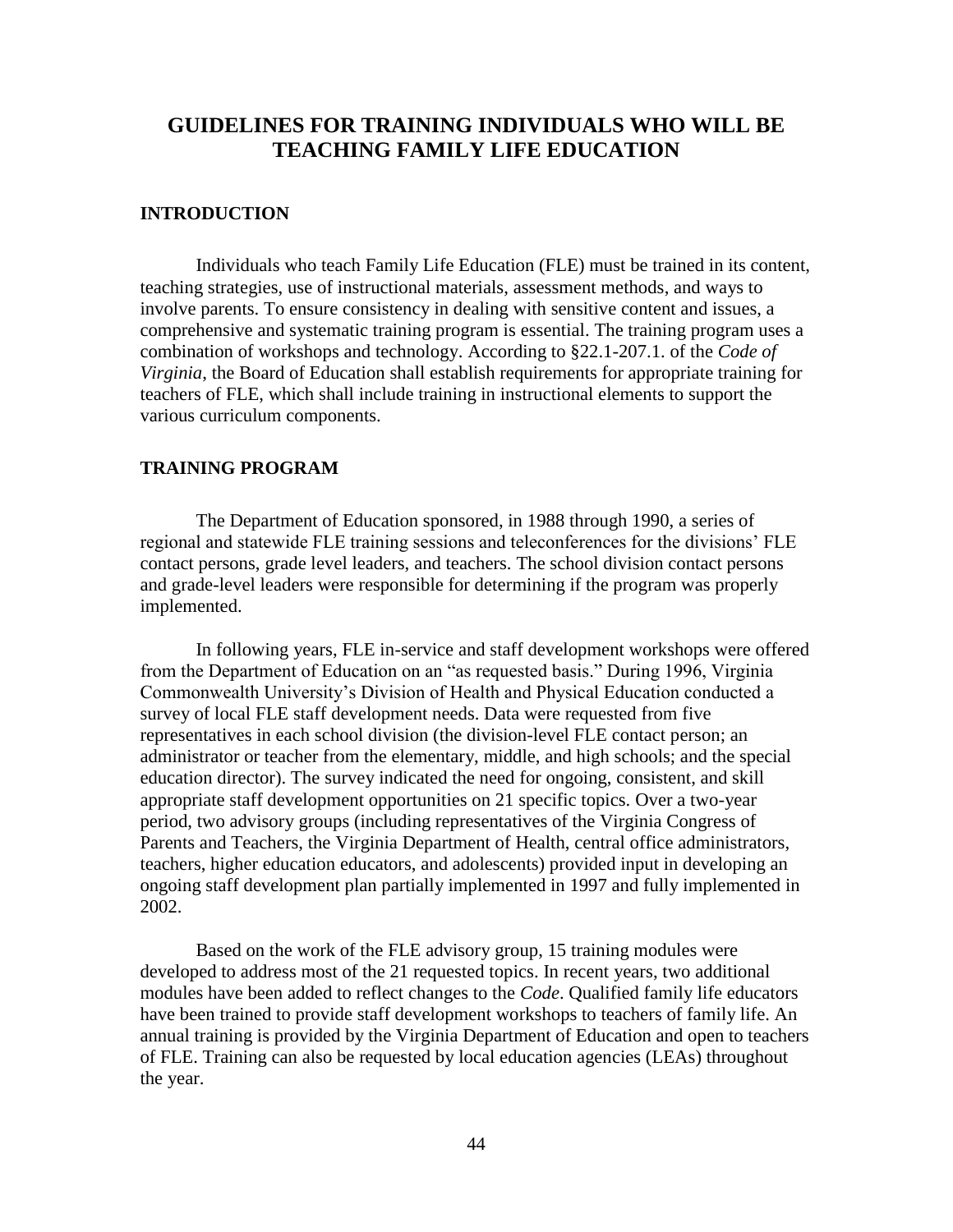# GUIDELINES FOR TRAINING INDIVIDUALS WHO WILL BE TEACHING FAMILY LIFE EDUCATION

## INTRODUCTION

Individuals who teach Family Life Education (FLE) must be trained in its content, teaching strategies, use of instructional materials, assessment methods, and ways to involve parents. To ensure consistency in dealing with sensitive content and issues, a comprehensive and systematic training program is essential. The training program uses a combination of workshops and technology. According to §22.1-207.1. of the *Code of Virginia*, the Board of Education shall establish requirements for appropriate training for teachers of FLE, which shall include training in instructional elements to support the various curriculum components.

## TRAINING PROGRAM

The Department of Education sponsored, in 1988 through 1990, a series of regional and statewide FLE training sessions and teleconferences for the divisions' FLE contact persons, grade level leaders, and teachers. The school division contact persons and grade-level leaders were responsible for determining if the program was properly implemented.

In following years, FLE in-service and staff development workshops were offered from the Department of Education on an "as requested basis." During 1996, Virginia Commonwealth University's Division of Health and Physical Education conducted a survey of local FLE staff development needs. Data were requested from five representatives in each school division (the division-level FLE contact person; an administrator or teacher from the elementary, middle, and high schools; and the special education director). The survey indicated the need for ongoing, consistent, and skill appropriate staff development opportunities on 21 specific topics. Over a two-year period, two advisory groups (including representatives of the Virginia Congress of Parents and Teachers, the Virginia Department of Health, central office administrators, teachers, higher education educators, and adolescents) provided input in developing an ongoing staff development plan partially implemented in 1997 and fully implemented in 2002.

Based on the work of the FLE advisory group, 15 training modules were developed to address most of the 21 requested topics. In recent years, two additional modules have been added to reflect changes to the *Code*. Qualified family life educators have been trained to provide staff development workshops to teachers of family life. An annual training is provided by the Virginia Department of Education and open to teachers of FLE. Training can also be requested by local education agencies (LEAs) throughout the year.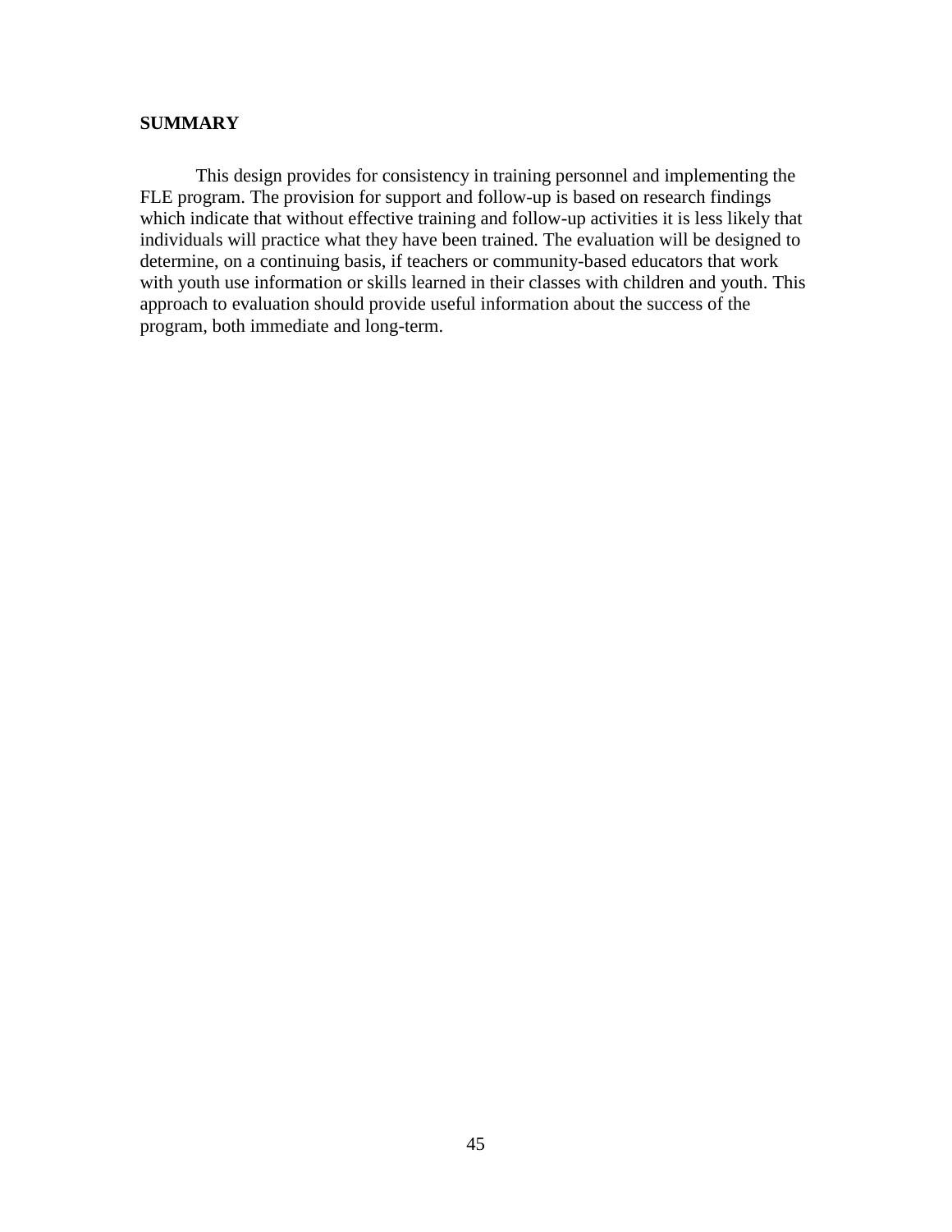## SUMMARY

This design provides for consistency in training personnel and implementing the FLE program. The provision for support and follow-up is based on research findings which indicate that without effective training and follow-up activities it is less likely that individuals will practice what they have been trained. The evaluation will be designed to determine, on a continuing basis, if teachers or community-based educators that work with youth use information or skills learned in their classes with children and youth. This approach to evaluation should provide useful information about the success of the program, both immediate and long-term.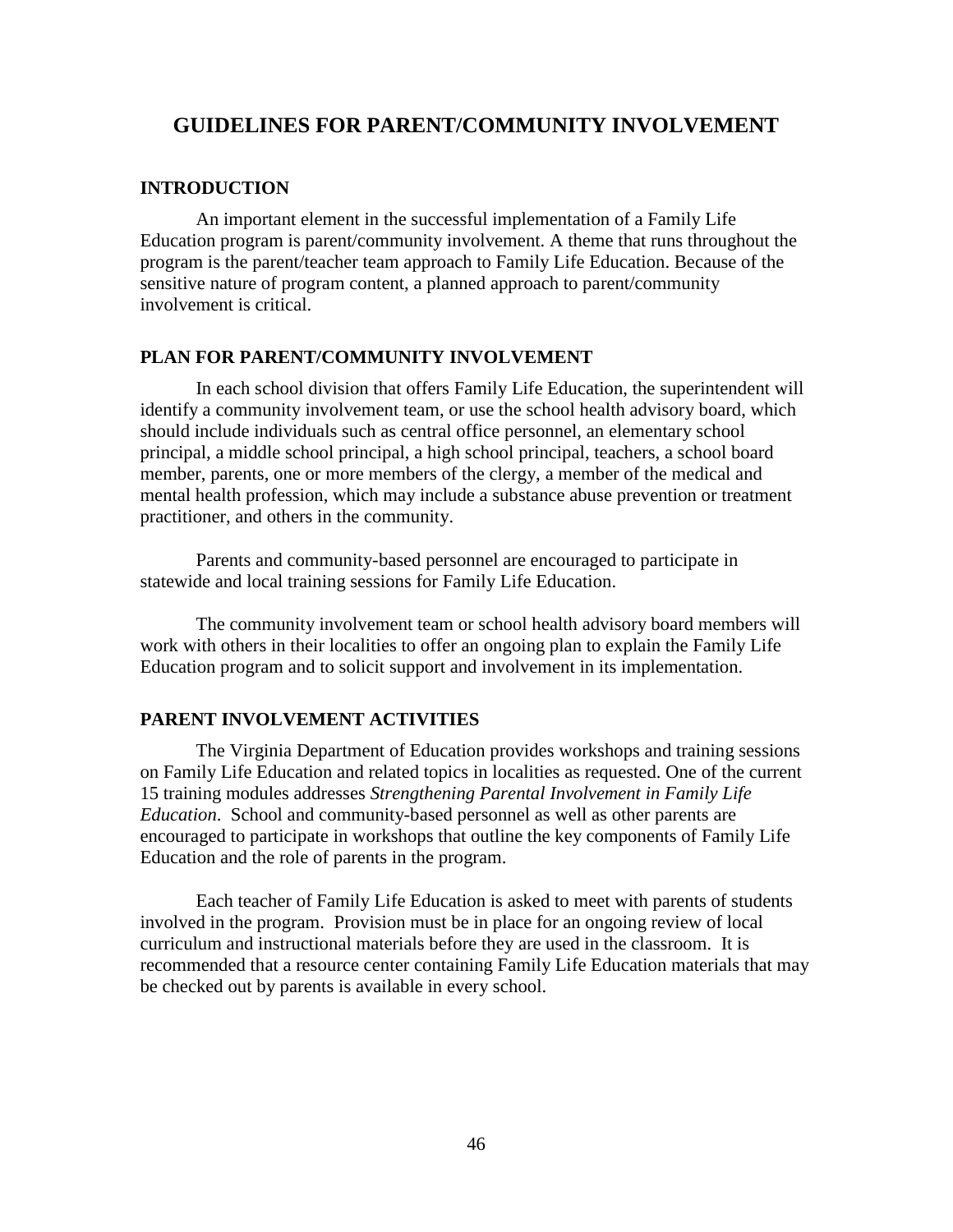# GUIDELINES FOR PARENT/COMMUNITY INVOLVEMENT

## INTRODUCTION

An important element in the successful implementation of a Family Life Education program is parent/community involvement. A theme that runs throughout the program is the parent/teacher team approach to Family Life Education. Because of the sensitive nature of program content, a planned approach to parent/community involvement is critical.

## PLAN FOR PARENT/COMMUNITY INVOLVEMENT

In each school division that offers Family Life Education, the superintendent will identify a community involvement team, or use the school health advisory board, which should include individuals such as central office personnel, an elementary school principal, a middle school principal, a high school principal, teachers, a school board member, parents, one or more members of the clergy, a member of the medical and mental health profession, which may include a substance abuse prevention or treatment practitioner, and others in the community.

Parents and community-based personnel are encouraged to participate in statewide and local training sessions for Family Life Education.

The community involvement team or school health advisory board members will work with others in their localities to offer an ongoing plan to explain the Family Life Education program and to solicit support and involvement in its implementation.

## PARENT INVOLVEMENT ACTIVITIES

The Virginia Department of Education provides workshops and training sessions on Family Life Education and related topics in localities as requested. One of the current 15 training modules addresses *Strengthening Parental Involvement in Family Life Education*. School and community-based personnel as well as other parents are encouraged to participate in workshops that outline the key components of Family Life Education and the role of parents in the program.

Each teacher of Family Life Education is asked to meet with parents of students involved in the program. Provision must be in place for an ongoing review of local curriculum and instructional materials before they are used in the classroom. It is recommended that a resource center containing Family Life Education materials that may be checked out by parents is available in every school.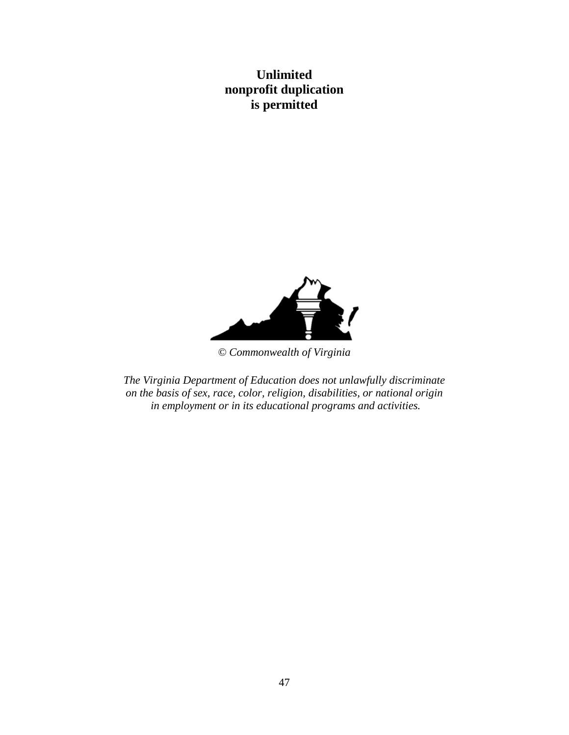**Unlimited nonprofit duplication is permitted**

*© Commonwealth of Virginia*

*The Virginia Department of Education does not unlawfully discriminate on the basis of sex, race, color, religion, disabilities, or national origin in employment or in its educational programs and activities.*